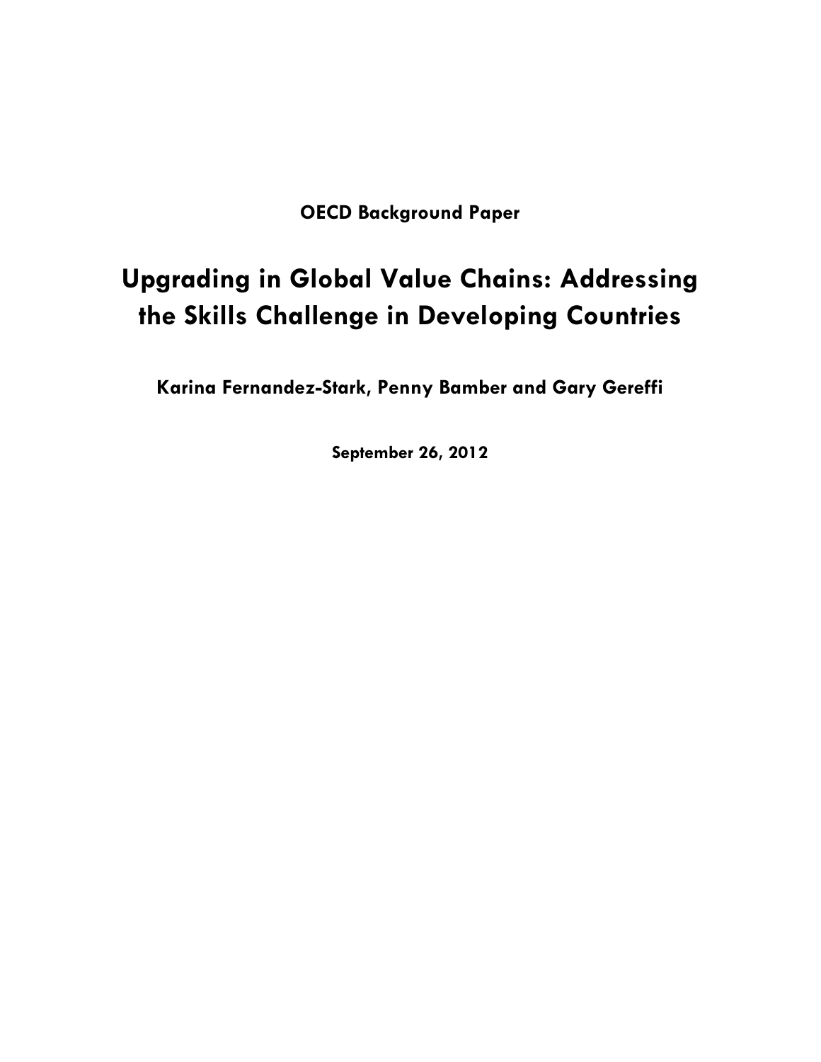**OECD Background Paper**

# Upgrading in Global Value Chains: Addressing the Skills Challenge in Developing Countries

**Karina Fernandez-Stark, Penny Bamber and Gary Gereffi**

**September 26, 2012**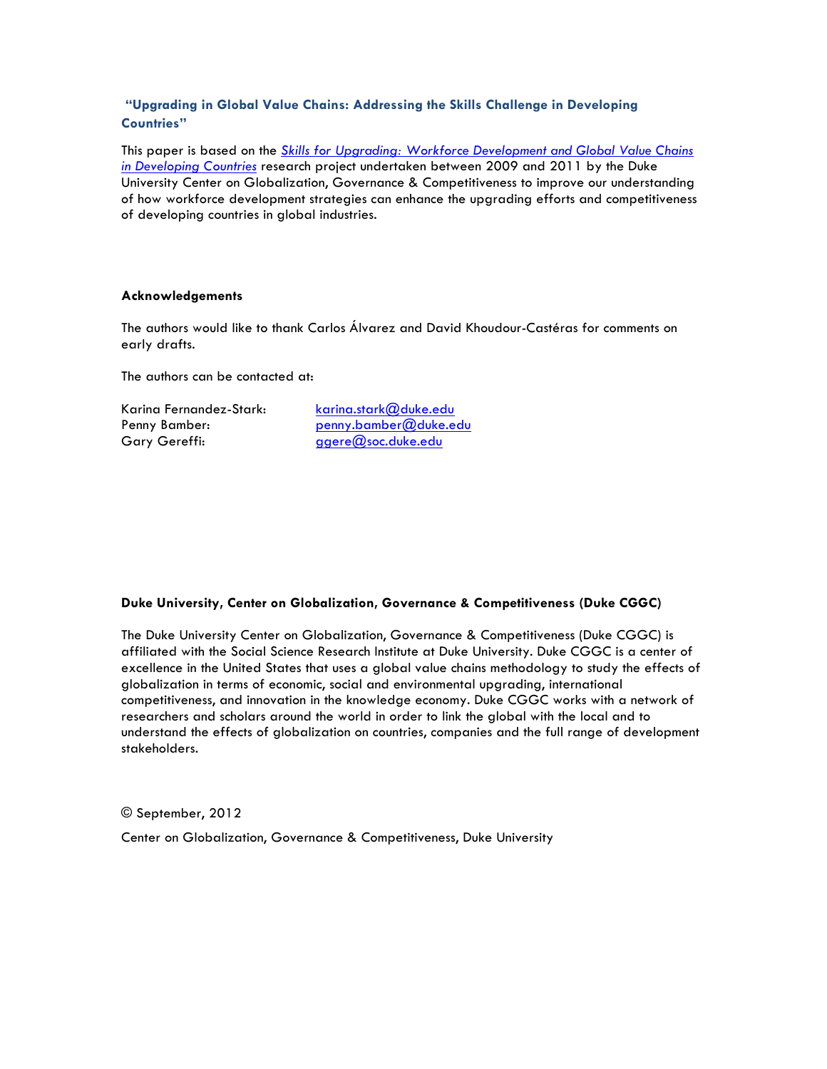## "Upgrading in Global Value Chains: Addressing the Skills Challenge in Developing Countries"

This paper is based on the *Skills for Upgrading: Workforce Development and Global Value Chains in Developing Countries* research project undertaken between 2009 and 2011 by the Duke University Center on Globalization, Governance & Competitiveness to improve our understanding of how workforce development strategies can enhance the upgrading efforts and competitiveness of developing countries in global industries.

**Acknowledgements**

The authors would like to thank Carlos Álvarez and David Khoudour-Castéras for comments on early drafts.

The authors can be contacted at:

Karina Fernandez-Stark: karina.stark@duke.edu
Penny Bamber: penny.bamber@duke.edu
Gary Gereffi: ggere@soc.duke.edu

**Duke University, Center on Globalization, Governance & Competitiveness (Duke CGGC)**

The Duke University Center on Globalization, Governance & Competitiveness (Duke CGGC) is affiliated with the Social Science Research Institute at Duke University. Duke CGGC is a center of excellence in the United States that uses a global value chains methodology to study the effects of globalization in terms of economic, social and environmental upgrading, international competitiveness, and innovation in the knowledge economy. Duke CGGC works with a network of researchers and scholars around the world in order to link the global with the local and to understand the effects of globalization on countries, companies and the full range of development stakeholders.

© September, 2012

Center on Globalization, Governance & Competitiveness, Duke University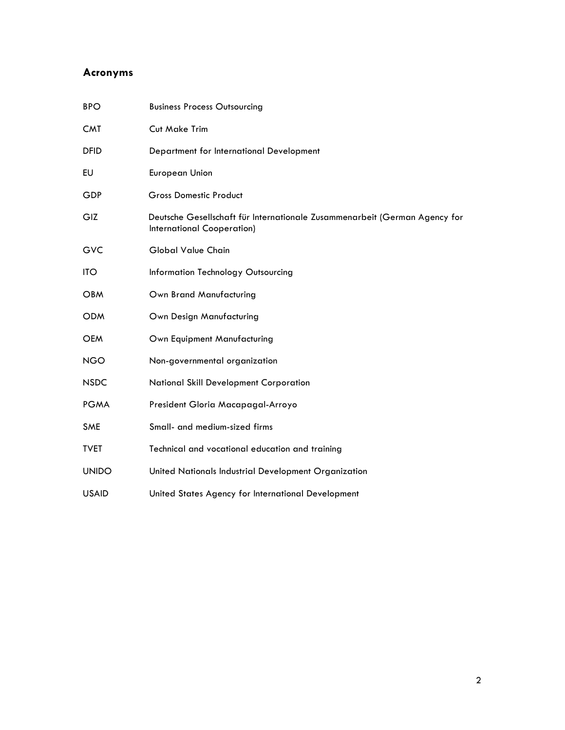## Acronyms

| | |
|---|---|
| BPO | Business Process Outsourcing |
| CMT | Cut Make Trim |
| DFID | Department for International Development |
| EU | European Union |
| GDP | Gross Domestic Product |
| GIZ | Deutsche Gesellschaft für Internationale Zusammenarbeit (German Agency for International Cooperation) |
| GVC | Global Value Chain |
| ITO | Information Technology Outsourcing |
| OBM | Own Brand Manufacturing |
| ODM | Own Design Manufacturing |
| OEM | Own Equipment Manufacturing |
| NGO | Non-governmental organization |
| NSDC | National Skill Development Corporation |
| PGMA | President Gloria Macapagal-Arroyo |
| SME | Small- and medium-sized firms |
| TVET | Technical and vocational education and training |
| UNIDO | United Nationals Industrial Development Organization |
| USAID | United States Agency for International Development |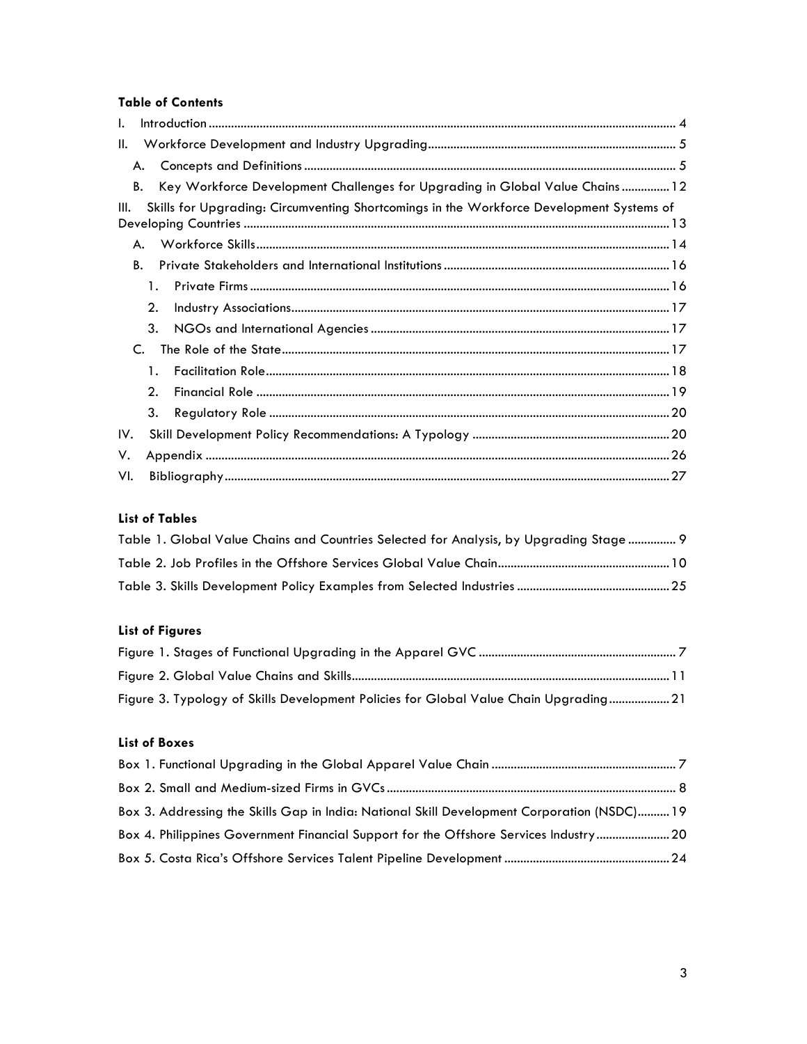**Table of Contents**

- I. Introduction ... 4
- II. Workforce Development and Industry Upgrading ... 5
  - A. Concepts and Definitions ... 5
  - B. Key Workforce Development Challenges for Upgrading in Global Value Chains ... 12
- III. Skills for Upgrading: Circumventing Shortcomings in the Workforce Development Systems of Developing Countries ... 13
  - A. Workforce Skills ... 14
  - B. Private Stakeholders and International Institutions ... 16
    1. Private Firms ... 16
    2. Industry Associations ... 17
    3. NGOs and International Agencies ... 17
  - C. The Role of the State ... 17
    1. Facilitation Role ... 18
    2. Financial Role ... 19
    3. Regulatory Role ... 20
- IV. Skill Development Policy Recommendations: A Typology ... 20
- V. Appendix ... 26
- VI. Bibliography ... 27

**List of Tables**

- Table 1. Global Value Chains and Countries Selected for Analysis, by Upgrading Stage ... 9
- Table 2. Job Profiles in the Offshore Services Global Value Chain ... 10
- Table 3. Skills Development Policy Examples from Selected Industries ... 25

**List of Figures**

- Figure 1. Stages of Functional Upgrading in the Apparel GVC ... 7
- Figure 2. Global Value Chains and Skills ... 11
- Figure 3. Typology of Skills Development Policies for Global Value Chain Upgrading ... 21

**List of Boxes**

- Box 1. Functional Upgrading in the Global Apparel Value Chain ... 7
- Box 2. Small and Medium-sized Firms in GVCs ... 8
- Box 3. Addressing the Skills Gap in India: National Skill Development Corporation (NSDC) ... 19
- Box 4. Philippines Government Financial Support for the Offshore Services Industry ... 20
- Box 5. Costa Rica's Offshore Services Talent Pipeline Development ... 24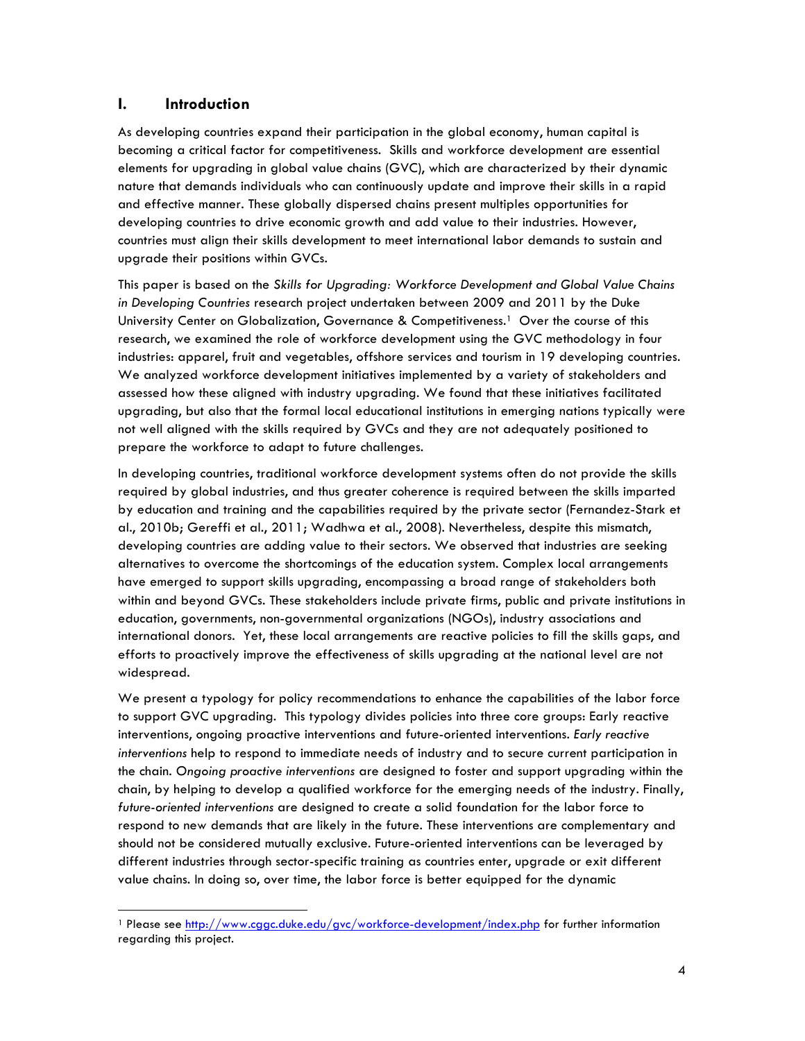# I. Introduction

As developing countries expand their participation in the global economy, human capital is becoming a critical factor for competitiveness. Skills and workforce development are essential elements for upgrading in global value chains (GVC), which are characterized by their dynamic nature that demands individuals who can continuously update and improve their skills in a rapid and effective manner. These globally dispersed chains present multiples opportunities for developing countries to drive economic growth and add value to their industries. However, countries must align their skills development to meet international labor demands to sustain and upgrade their positions within GVCs.

This paper is based on the *Skills for Upgrading: Workforce Development and Global Value Chains in Developing Countries* research project undertaken between 2009 and 2011 by the Duke University Center on Globalization, Governance & Competitiveness.[1] Over the course of this research, we examined the role of workforce development using the GVC methodology in four industries: apparel, fruit and vegetables, offshore services and tourism in 19 developing countries. We analyzed workforce development initiatives implemented by a variety of stakeholders and assessed how these aligned with industry upgrading. We found that these initiatives facilitated upgrading, but also that the formal local educational institutions in emerging nations typically were not well aligned with the skills required by GVCs and they are not adequately positioned to prepare the workforce to adapt to future challenges.

In developing countries, traditional workforce development systems often do not provide the skills required by global industries, and thus greater coherence is required between the skills imparted by education and training and the capabilities required by the private sector (Fernandez-Stark et al., 2010b; Gereffi et al., 2011; Wadhwa et al., 2008). Nevertheless, despite this mismatch, developing countries are adding value to their sectors. We observed that industries are seeking alternatives to overcome the shortcomings of the education system. Complex local arrangements have emerged to support skills upgrading, encompassing a broad range of stakeholders both within and beyond GVCs. These stakeholders include private firms, public and private institutions in education, governments, non-governmental organizations (NGOs), industry associations and international donors. Yet, these local arrangements are reactive policies to fill the skills gaps, and efforts to proactively improve the effectiveness of skills upgrading at the national level are not widespread.

We present a typology for policy recommendations to enhance the capabilities of the labor force to support GVC upgrading. This typology divides policies into three core groups: Early reactive interventions, ongoing proactive interventions and future-oriented interventions. *Early reactive interventions* help to respond to immediate needs of industry and to secure current participation in the chain. *Ongoing proactive interventions* are designed to foster and support upgrading within the chain, by helping to develop a qualified workforce for the emerging needs of the industry. Finally, *future-oriented interventions* are designed to create a solid foundation for the labor force to respond to new demands that are likely in the future. These interventions are complementary and should not be considered mutually exclusive. Future-oriented interventions can be leveraged by different industries through sector-specific training as countries enter, upgrade or exit different value chains. In doing so, over time, the labor force is better equipped for the dynamic

[1] Please see http://www.cggc.duke.edu/gvc/workforce-development/index.php for further information regarding this project.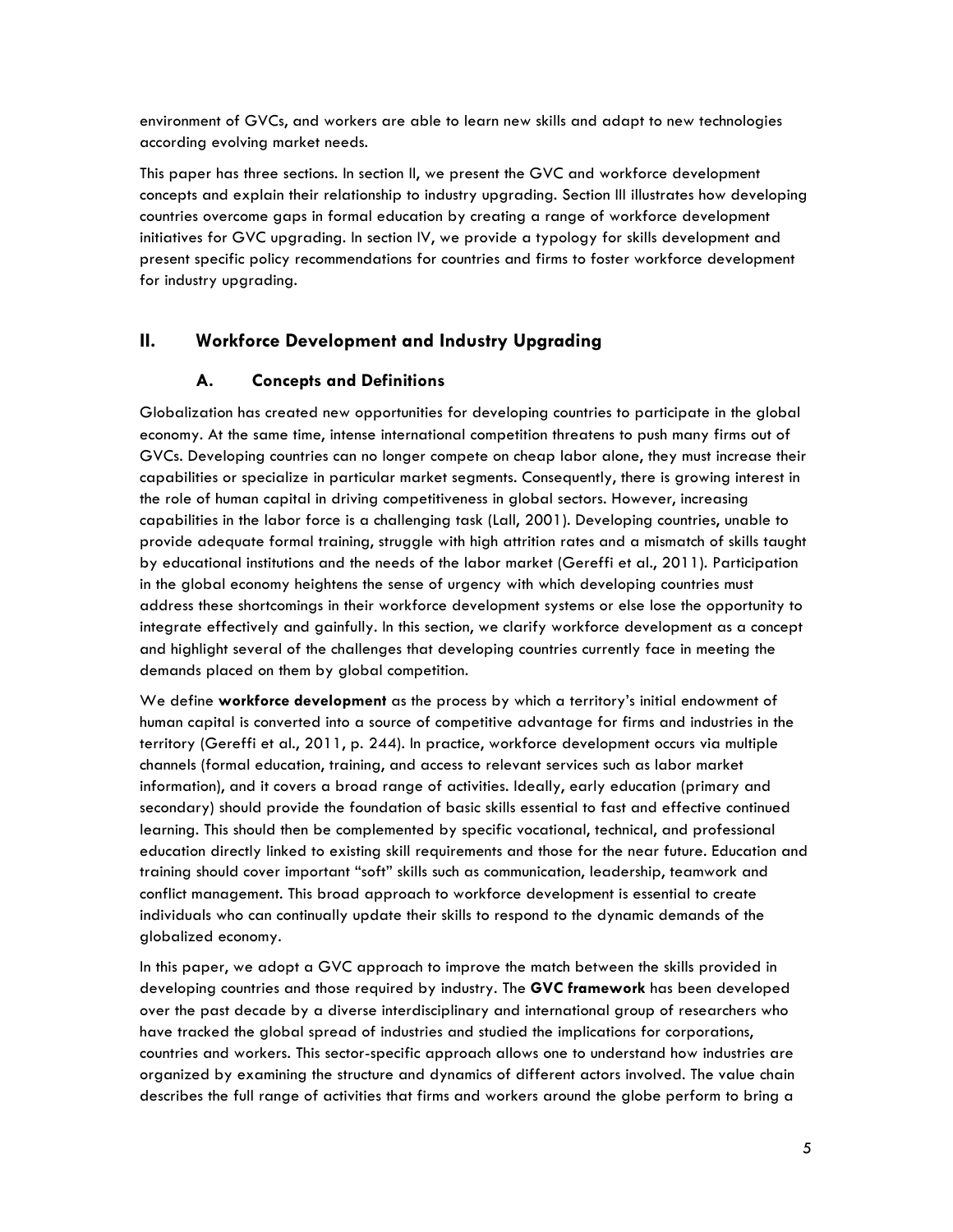environment of GVCs, and workers are able to learn new skills and adapt to new technologies according evolving market needs.

This paper has three sections. In section II, we present the GVC and workforce development concepts and explain their relationship to industry upgrading. Section III illustrates how developing countries overcome gaps in formal education by creating a range of workforce development initiatives for GVC upgrading. In section IV, we provide a typology for skills development and present specific policy recommendations for countries and firms to foster workforce development for industry upgrading.

## II. Workforce Development and Industry Upgrading

### A. Concepts and Definitions

Globalization has created new opportunities for developing countries to participate in the global economy. At the same time, intense international competition threatens to push many firms out of GVCs. Developing countries can no longer compete on cheap labor alone, they must increase their capabilities or specialize in particular market segments. Consequently, there is growing interest in the role of human capital in driving competitiveness in global sectors. However, increasing capabilities in the labor force is a challenging task (Lall, 2001). Developing countries, unable to provide adequate formal training, struggle with high attrition rates and a mismatch of skills taught by educational institutions and the needs of the labor market (Gereffi et al., 2011). Participation in the global economy heightens the sense of urgency with which developing countries must address these shortcomings in their workforce development systems or else lose the opportunity to integrate effectively and gainfully. In this section, we clarify workforce development as a concept and highlight several of the challenges that developing countries currently face in meeting the demands placed on them by global competition.

We define **workforce development** as the process by which a territory's initial endowment of human capital is converted into a source of competitive advantage for firms and industries in the territory (Gereffi et al., 2011, p. 244). In practice, workforce development occurs via multiple channels (formal education, training, and access to relevant services such as labor market information), and it covers a broad range of activities. Ideally, early education (primary and secondary) should provide the foundation of basic skills essential to fast and effective continued learning. This should then be complemented by specific vocational, technical, and professional education directly linked to existing skill requirements and those for the near future. Education and training should cover important "soft" skills such as communication, leadership, teamwork and conflict management. This broad approach to workforce development is essential to create individuals who can continually update their skills to respond to the dynamic demands of the globalized economy.

In this paper, we adopt a GVC approach to improve the match between the skills provided in developing countries and those required by industry. The **GVC framework** has been developed over the past decade by a diverse interdisciplinary and international group of researchers who have tracked the global spread of industries and studied the implications for corporations, countries and workers. This sector-specific approach allows one to understand how industries are organized by examining the structure and dynamics of different actors involved. The value chain describes the full range of activities that firms and workers around the globe perform to bring a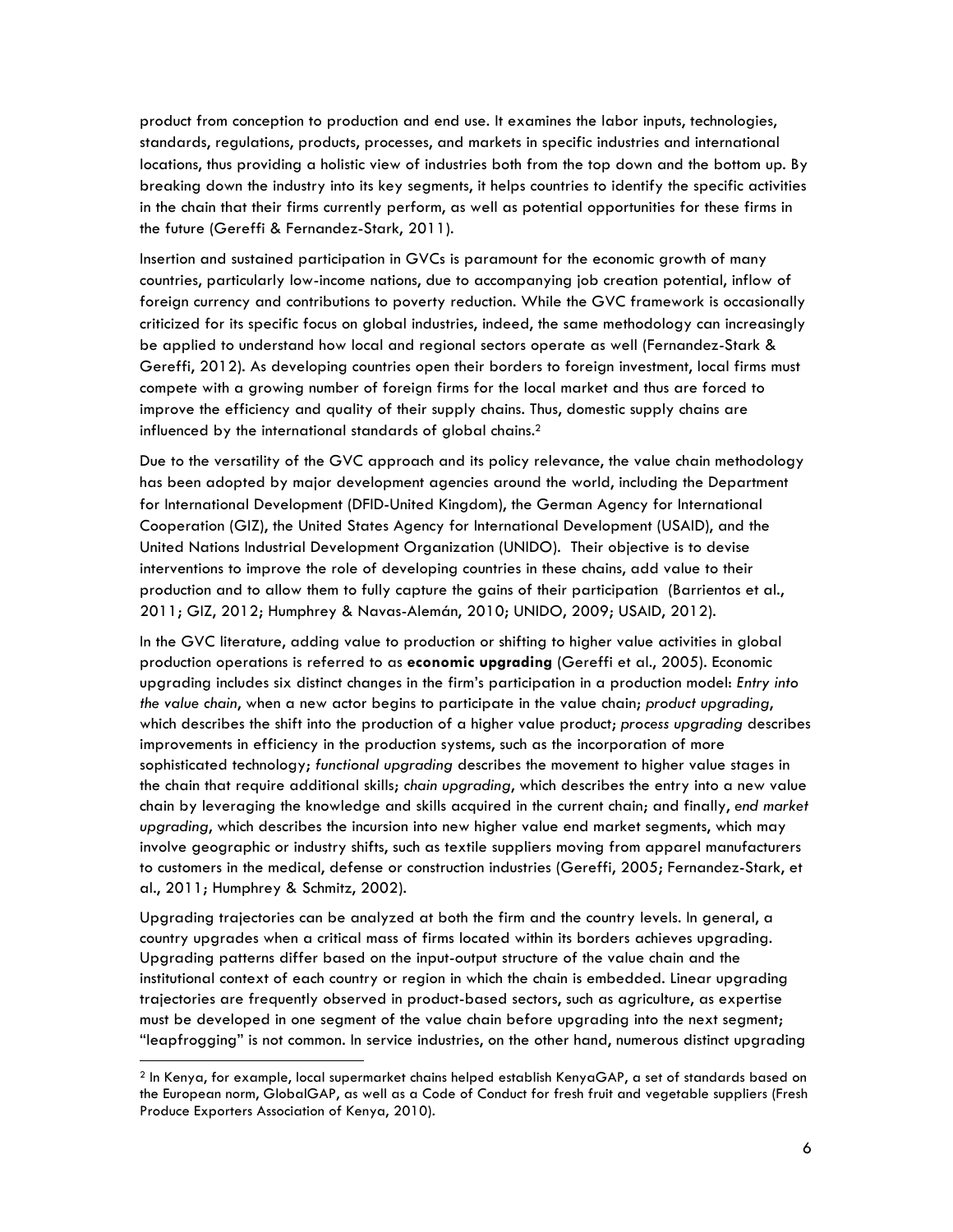product from conception to production and end use. It examines the labor inputs, technologies, standards, regulations, products, processes, and markets in specific industries and international locations, thus providing a holistic view of industries both from the top down and the bottom up. By breaking down the industry into its key segments, it helps countries to identify the specific activities in the chain that their firms currently perform, as well as potential opportunities for these firms in the future (Gereffi & Fernandez-Stark, 2011).

Insertion and sustained participation in GVCs is paramount for the economic growth of many countries, particularly low-income nations, due to accompanying job creation potential, inflow of foreign currency and contributions to poverty reduction. While the GVC framework is occasionally criticized for its specific focus on global industries, indeed, the same methodology can increasingly be applied to understand how local and regional sectors operate as well (Fernandez-Stark & Gereffi, 2012). As developing countries open their borders to foreign investment, local firms must compete with a growing number of foreign firms for the local market and thus are forced to improve the efficiency and quality of their supply chains. Thus, domestic supply chains are influenced by the international standards of global chains.[2]

Due to the versatility of the GVC approach and its policy relevance, the value chain methodology has been adopted by major development agencies around the world, including the Department for International Development (DFID-United Kingdom), the German Agency for International Cooperation (GIZ), the United States Agency for International Development (USAID), and the United Nations Industrial Development Organization (UNIDO). Their objective is to devise interventions to improve the role of developing countries in these chains, add value to their production and to allow them to fully capture the gains of their participation (Barrientos et al., 2011; GIZ, 2012; Humphrey & Navas-Alemán, 2010; UNIDO, 2009; USAID, 2012).

In the GVC literature, adding value to production or shifting to higher value activities in global production operations is referred to as **economic upgrading** (Gereffi et al., 2005). Economic upgrading includes six distinct changes in the firm's participation in a production model: *Entry into the value chain*, when a new actor begins to participate in the value chain; *product upgrading*, which describes the shift into the production of a higher value product; *process upgrading* describes improvements in efficiency in the production systems, such as the incorporation of more sophisticated technology; *functional upgrading* describes the movement to higher value stages in the chain that require additional skills; *chain upgrading*, which describes the entry into a new value chain by leveraging the knowledge and skills acquired in the current chain; and finally, *end market upgrading*, which describes the incursion into new higher value end market segments, which may involve geographic or industry shifts, such as textile suppliers moving from apparel manufacturers to customers in the medical, defense or construction industries (Gereffi, 2005; Fernandez-Stark, et al., 2011; Humphrey & Schmitz, 2002).

Upgrading trajectories can be analyzed at both the firm and the country levels. In general, a country upgrades when a critical mass of firms located within its borders achieves upgrading. Upgrading patterns differ based on the input-output structure of the value chain and the institutional context of each country or region in which the chain is embedded. Linear upgrading trajectories are frequently observed in product-based sectors, such as agriculture, as expertise must be developed in one segment of the value chain before upgrading into the next segment; "leapfrogging" is not common. In service industries, on the other hand, numerous distinct upgrading

[2] In Kenya, for example, local supermarket chains helped establish KenyaGAP, a set of standards based on the European norm, GlobalGAP, as well as a Code of Conduct for fresh fruit and vegetable suppliers (Fresh Produce Exporters Association of Kenya, 2010).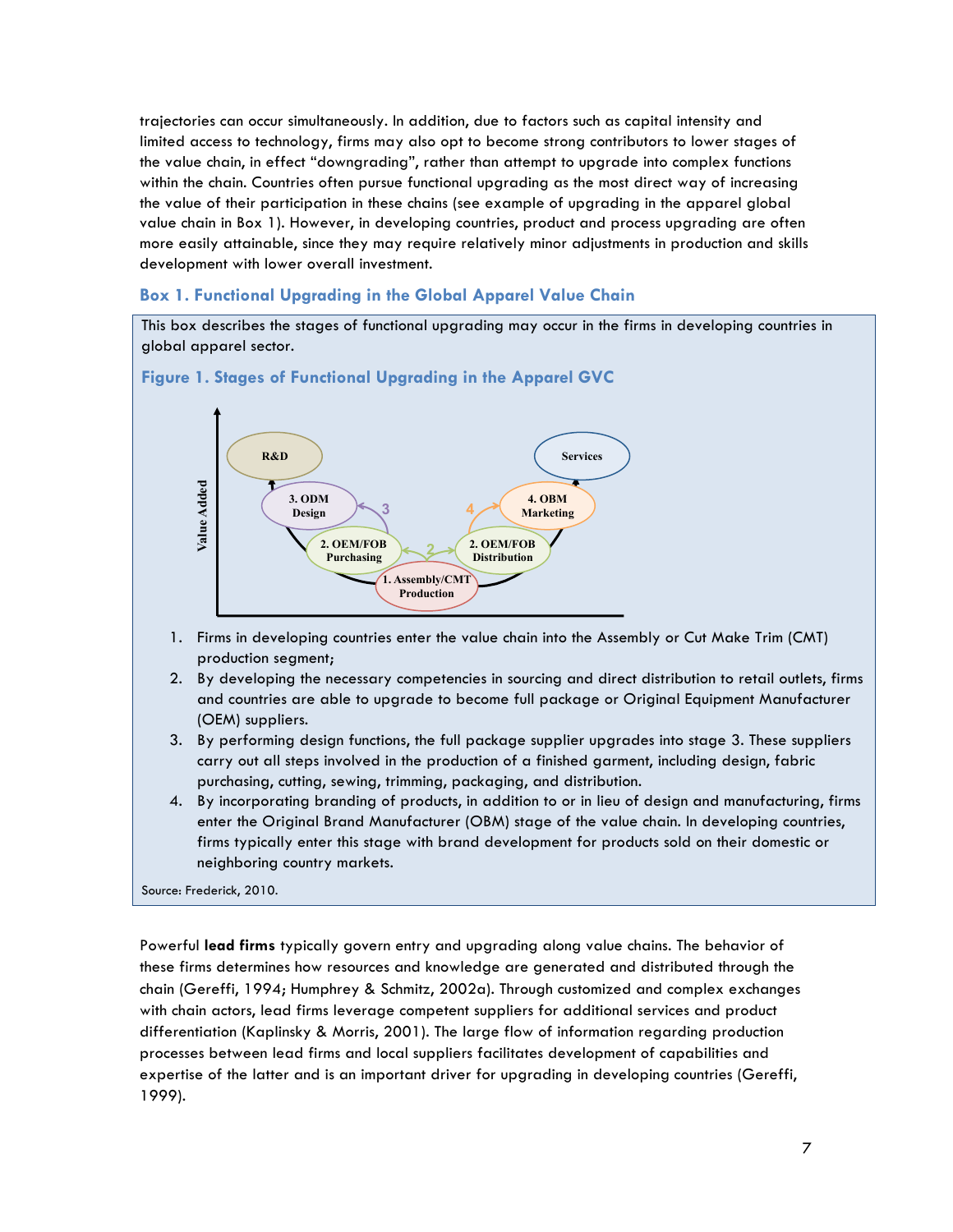trajectories can occur simultaneously. In addition, due to factors such as capital intensity and limited access to technology, firms may also opt to become strong contributors to lower stages of the value chain, in effect "downgrading", rather than attempt to upgrade into complex functions within the chain. Countries often pursue functional upgrading as the most direct way of increasing the value of their participation in these chains (see example of upgrading in the apparel global value chain in Box 1). However, in developing countries, product and process upgrading are often more easily attainable, since they may require relatively minor adjustments in production and skills development with lower overall investment.

### Box 1. Functional Upgrading in the Global Apparel Value Chain

This box describes the stages of functional upgrading may occur in the firms in developing countries in global apparel sector.

#### Figure 1. Stages of Functional Upgrading in the Apparel GVC

1. Firms in developing countries enter the value chain into the Assembly or Cut Make Trim (CMT) production segment;
2. By developing the necessary competencies in sourcing and direct distribution to retail outlets, firms and countries are able to upgrade to become full package or Original Equipment Manufacturer (OEM) suppliers.
3. By performing design functions, the full package supplier upgrades into stage 3. These suppliers carry out all steps involved in the production of a finished garment, including design, fabric purchasing, cutting, sewing, trimming, packaging, and distribution.
4. By incorporating branding of products, in addition to or in lieu of design and manufacturing, firms enter the Original Brand Manufacturer (OBM) stage of the value chain. In developing countries, firms typically enter this stage with brand development for products sold on their domestic or neighboring country markets.

Source: Frederick, 2010.

Powerful **lead firms** typically govern entry and upgrading along value chains. The behavior of these firms determines how resources and knowledge are generated and distributed through the chain (Gereffi, 1994; Humphrey & Schmitz, 2002a). Through customized and complex exchanges with chain actors, lead firms leverage competent suppliers for additional services and product differentiation (Kaplinsky & Morris, 2001). The large flow of information regarding production processes between lead firms and local suppliers facilitates development of capabilities and expertise of the latter and is an important driver for upgrading in developing countries (Gereffi, 1999).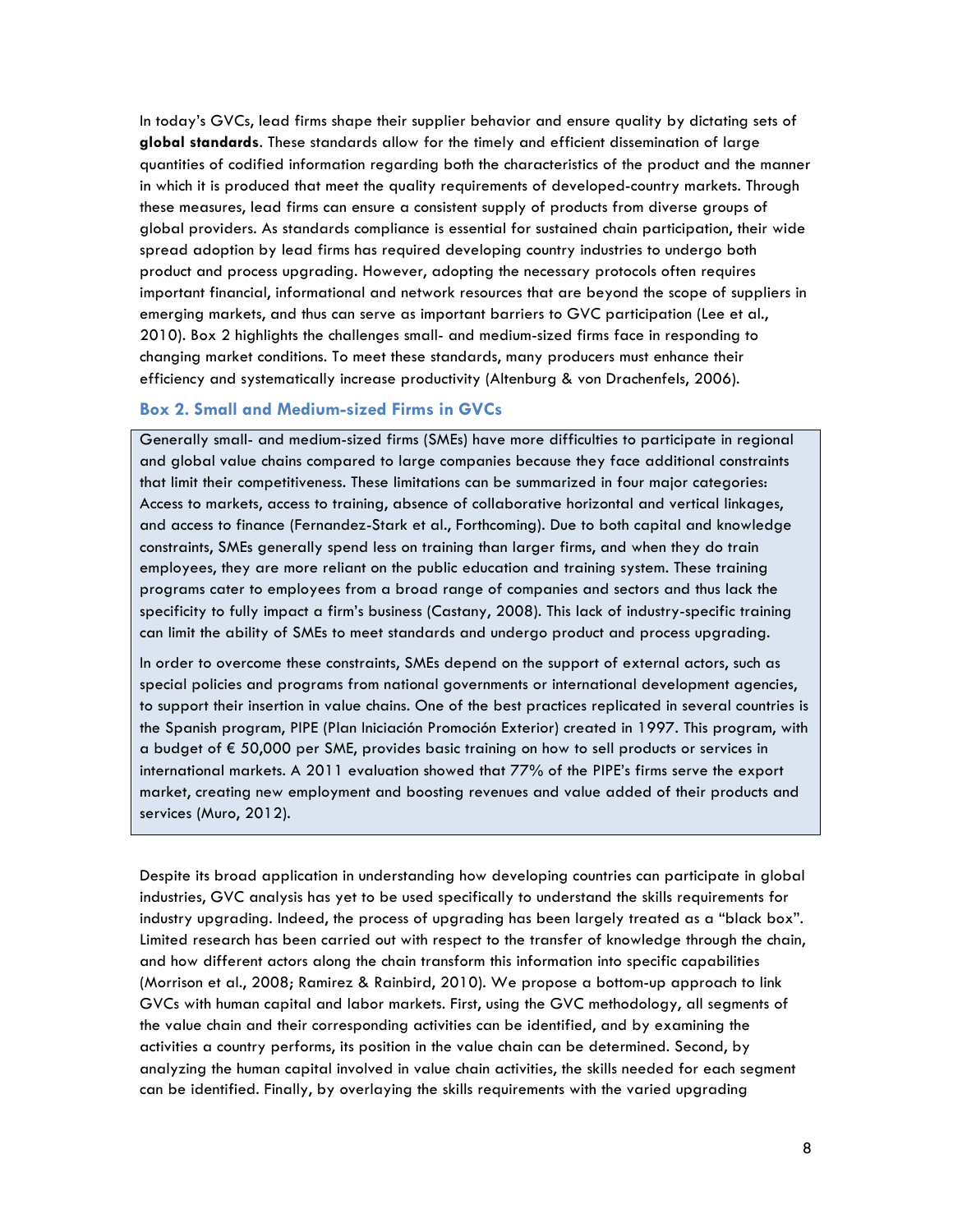In today's GVCs, lead firms shape their supplier behavior and ensure quality by dictating sets of **global standards**. These standards allow for the timely and efficient dissemination of large quantities of codified information regarding both the characteristics of the product and the manner in which it is produced that meet the quality requirements of developed-country markets. Through these measures, lead firms can ensure a consistent supply of products from diverse groups of global providers. As standards compliance is essential for sustained chain participation, their wide spread adoption by lead firms has required developing country industries to undergo both product and process upgrading. However, adopting the necessary protocols often requires important financial, informational and network resources that are beyond the scope of suppliers in emerging markets, and thus can serve as important barriers to GVC participation (Lee et al., 2010). Box 2 highlights the challenges small- and medium-sized firms face in responding to changing market conditions. To meet these standards, many producers must enhance their efficiency and systematically increase productivity (Altenburg & von Drachenfels, 2006).

### Box 2. Small and Medium-sized Firms in GVCs

Generally small- and medium-sized firms (SMEs) have more difficulties to participate in regional and global value chains compared to large companies because they face additional constraints that limit their competitiveness. These limitations can be summarized in four major categories: Access to markets, access to training, absence of collaborative horizontal and vertical linkages, and access to finance (Fernandez-Stark et al., Forthcoming). Due to both capital and knowledge constraints, SMEs generally spend less on training than larger firms, and when they do train employees, they are more reliant on the public education and training system. These training programs cater to employees from a broad range of companies and sectors and thus lack the specificity to fully impact a firm's business (Castany, 2008). This lack of industry-specific training can limit the ability of SMEs to meet standards and undergo product and process upgrading.

In order to overcome these constraints, SMEs depend on the support of external actors, such as special policies and programs from national governments or international development agencies, to support their insertion in value chains. One of the best practices replicated in several countries is the Spanish program, PIPE (Plan Iniciación Promoción Exterior) created in 1997. This program, with a budget of € 50,000 per SME, provides basic training on how to sell products or services in international markets. A 2011 evaluation showed that 77% of the PIPE's firms serve the export market, creating new employment and boosting revenues and value added of their products and services (Muro, 2012).

Despite its broad application in understanding how developing countries can participate in global industries, GVC analysis has yet to be used specifically to understand the skills requirements for industry upgrading. Indeed, the process of upgrading has been largely treated as a "black box". Limited research has been carried out with respect to the transfer of knowledge through the chain, and how different actors along the chain transform this information into specific capabilities (Morrison et al., 2008; Ramirez & Rainbird, 2010). We propose a bottom-up approach to link GVCs with human capital and labor markets. First, using the GVC methodology, all segments of the value chain and their corresponding activities can be identified, and by examining the activities a country performs, its position in the value chain can be determined. Second, by analyzing the human capital involved in value chain activities, the skills needed for each segment can be identified. Finally, by overlaying the skills requirements with the varied upgrading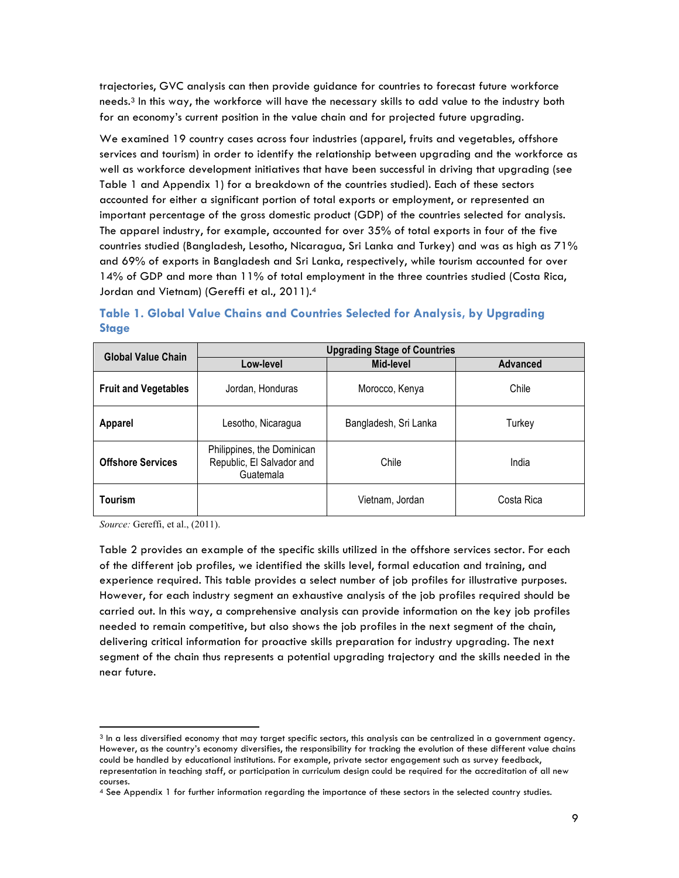trajectories, GVC analysis can then provide guidance for countries to forecast future workforce needs.[3] In this way, the workforce will have the necessary skills to add value to the industry both for an economy's current position in the value chain and for projected future upgrading.

We examined 19 country cases across four industries (apparel, fruits and vegetables, offshore services and tourism) in order to identify the relationship between upgrading and the workforce as well as workforce development initiatives that have been successful in driving that upgrading (see Table 1 and Appendix 1) for a breakdown of the countries studied). Each of these sectors accounted for either a significant portion of total exports or employment, or represented an important percentage of the gross domestic product (GDP) of the countries selected for analysis. The apparel industry, for example, accounted for over 35% of total exports in four of the five countries studied (Bangladesh, Lesotho, Nicaragua, Sri Lanka and Turkey) and was as high as 71% and 69% of exports in Bangladesh and Sri Lanka, respectively, while tourism accounted for over 14% of GDP and more than 11% of total employment in the three countries studied (Costa Rica, Jordan and Vietnam) (Gereffi et al., 2011).[4]

### Table 1. Global Value Chains and Countries Selected for Analysis, by Upgrading Stage

| Global Value Chain | Upgrading Stage of Countries | | |
|---|---|---|---|
| | Low-level | Mid-level | Advanced |
| **Fruit and Vegetables** | Jordan, Honduras | Morocco, Kenya | Chile |
| **Apparel** | Lesotho, Nicaragua | Bangladesh, Sri Lanka | Turkey |
| **Offshore Services** | Philippines, the Dominican Republic, El Salvador and Guatemala | Chile | India |
| **Tourism** | | Vietnam, Jordan | Costa Rica |

*Source:* Gereffi, et al., (2011).

Table 2 provides an example of the specific skills utilized in the offshore services sector. For each of the different job profiles, we identified the skills level, formal education and training, and experience required. This table provides a select number of job profiles for illustrative purposes. However, for each industry segment an exhaustive analysis of the job profiles required should be carried out. In this way, a comprehensive analysis can provide information on the key job profiles needed to remain competitive, but also shows the job profiles in the next segment of the chain, delivering critical information for proactive skills preparation for industry upgrading. The next segment of the chain thus represents a potential upgrading trajectory and the skills needed in the near future.

---

[3] In a less diversified economy that may target specific sectors, this analysis can be centralized in a government agency. However, as the country's economy diversifies, the responsibility for tracking the evolution of these different value chains could be handled by educational institutions. For example, private sector engagement such as survey feedback, representation in teaching staff, or participation in curriculum design could be required for the accreditation of all new courses.

[4] See Appendix 1 for further information regarding the importance of these sectors in the selected country studies.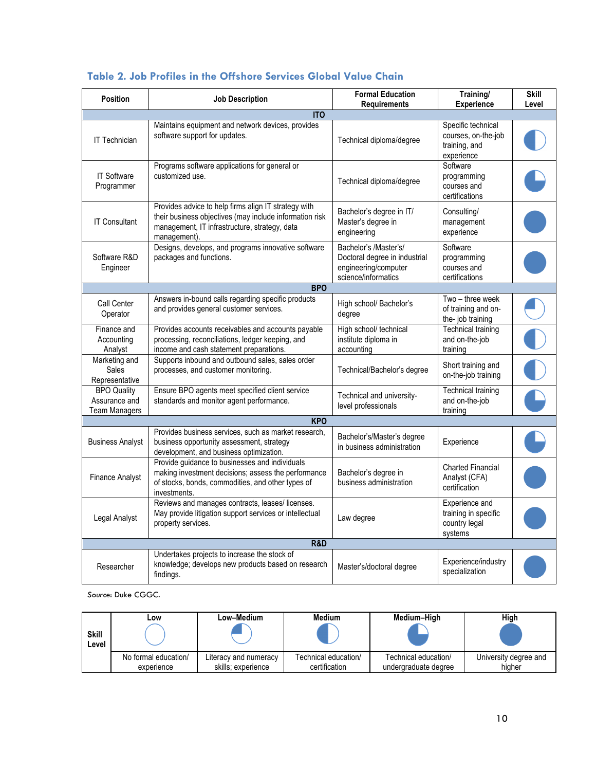### Table 2. Job Profiles in the Offshore Services Global Value Chain

| Position | Job Description | Formal Education Requirements | Training/ Experience | Skill Level |
|---|---|---|---|---|
| **ITO** | | | | |
| IT Technician | Maintains equipment and network devices, provides software support for updates. | Technical diploma/degree | Specific technical courses, on-the-job training, and experience | Medium |
| IT Software Programmer | Programs software applications for general or customized use. | Technical diploma/degree | Software programming courses and certifications | Medium–High |
| IT Consultant | Provides advice to help firms align IT strategy with their business objectives (may include information risk management, IT infrastructure, strategy, data management). | Bachelor's degree in IT/ Master's degree in engineering | Consulting/ management experience | High |
| Software R&D Engineer | Designs, develops, and programs innovative software packages and functions. | Bachelor's /Master's/ Doctoral degree in industrial engineering/computer science/informatics | Software programming courses and certifications | High |
| **BPO** | | | | |
| Call Center Operator | Answers in-bound calls regarding specific products and provides general customer services. | High school/ Bachelor's degree | Two – three week of training and on-the- job training | Low–Medium |
| Finance and Accounting Analyst | Provides accounts receivables and accounts payable processing, reconciliations, ledger keeping, and income and cash statement preparations. | High school/ technical institute diploma in accounting | Technical training and on-the-job training | Medium |
| Marketing and Sales Representative | Supports inbound and outbound sales, sales order processes, and customer monitoring. | Technical/Bachelor's degree | Short training and on-the-job training | Medium |
| BPO Quality Assurance and Team Managers | Ensure BPO agents meet specified client service standards and monitor agent performance. | Technical and university-level professionals | Technical training and on-the-job training | Medium–High |
| **KPO** | | | | |
| Business Analyst | Provides business services, such as market research, business opportunity assessment, strategy development, and business optimization. | Bachelor's/Master's degree in business administration | Experience | Medium–High |
| Finance Analyst | Provide guidance to businesses and individuals making investment decisions; assess the performance of stocks, bonds, commodities, and other types of investments. | Bachelor's degree in business administration | Charted Financial Analyst (CFA) certification | High |
| Legal Analyst | Reviews and manages contracts, leases/ licenses. May provide litigation support services or intellectual property services. | Law degree | Experience and training in specific country legal systems | High |
| **R&D** | | | | |
| Researcher | Undertakes projects to increase the stock of knowledge; develops new products based on research findings. | Master's/doctoral degree | Experience/industry specialization | High |

*Source:* Duke CGGC.

| Skill Level | Low | Low–Medium | Medium | Medium–High | High |
|---|---|---|---|---|---|
| | No formal education/ experience | Literacy and numeracy skills; experience | Technical education/ certification | Technical education/ undergraduate degree | University degree and higher |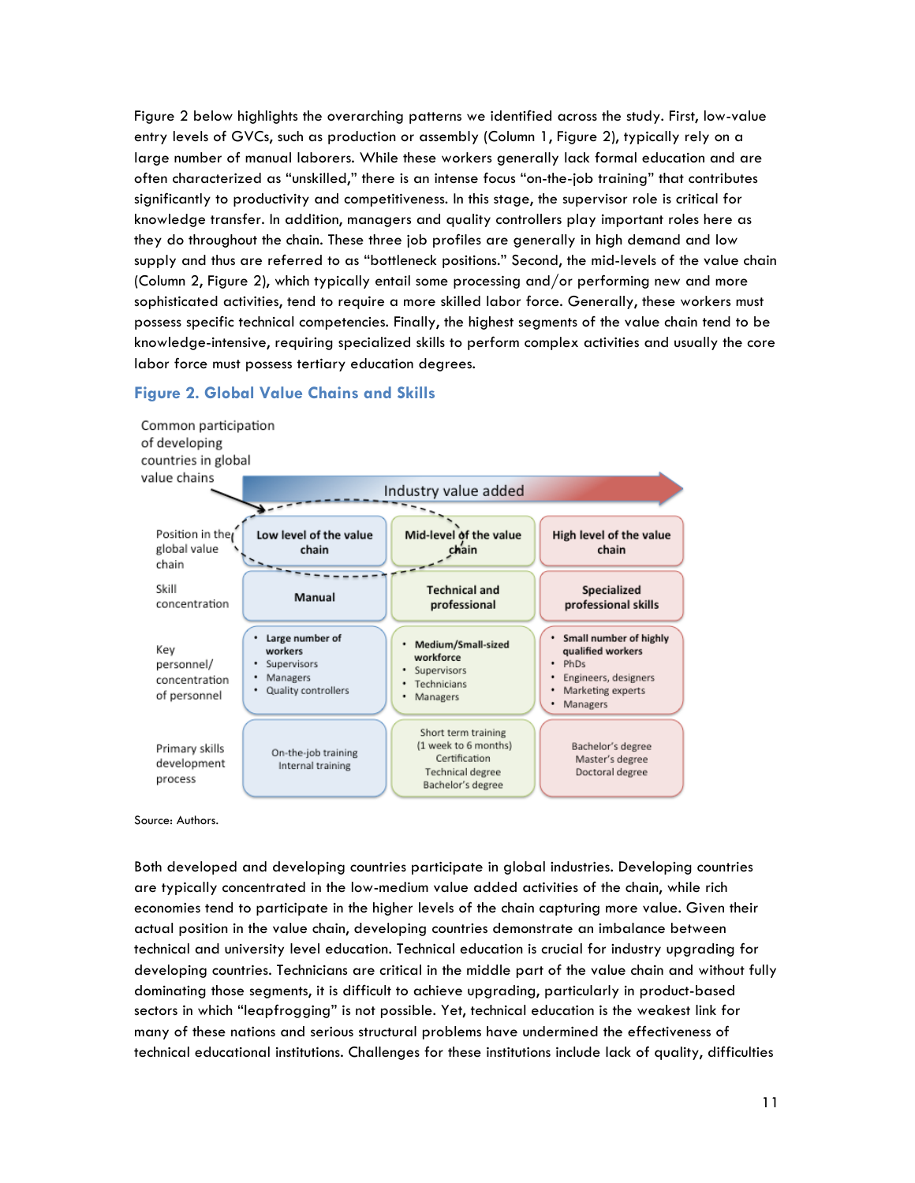Figure 2 below highlights the overarching patterns we identified across the study. First, low-value entry levels of GVCs, such as production or assembly (Column 1, Figure 2), typically rely on a large number of manual laborers. While these workers generally lack formal education and are often characterized as "unskilled," there is an intense focus "on-the-job training" that contributes significantly to productivity and competitiveness. In this stage, the supervisor role is critical for knowledge transfer. In addition, managers and quality controllers play important roles here as they do throughout the chain. These three job profiles are generally in high demand and low supply and thus are referred to as "bottleneck positions." Second, the mid-levels of the value chain (Column 2, Figure 2), which typically entail some processing and/or performing new and more sophisticated activities, tend to require a more skilled labor force. Generally, these workers must possess specific technical competencies. Finally, the highest segments of the value chain tend to be knowledge-intensive, requiring specialized skills to perform complex activities and usually the core labor force must possess tertiary education degrees.

### Figure 2. Global Value Chains and Skills

Common participation of developing countries in global value chains → Industry value added

| | | | |
|---|---|---|---|
| Position in the global value chain | **Low level of the value chain** | **Mid-level of the value chain** | **High level of the value chain** |
| Skill concentration | **Manual** | **Technical and professional** | **Specialized professional skills** |
| Key personnel/ concentration of personnel | • **Large number of workers**<br>• Supervisors<br>• Managers<br>• Quality controllers | • **Medium/Small-sized workforce**<br>• Supervisors<br>• Technicians<br>• Managers | • **Small number of highly qualified workers**<br>• PhDs<br>• Engineers, designers<br>• Marketing experts<br>• Managers |
| Primary skills development process | On-the-job training<br>Internal training | Short term training (1 week to 6 months)<br>Certification<br>Technical degree<br>Bachelor's degree | Bachelor's degree<br>Master's degree<br>Doctoral degree |

Source: Authors.

Both developed and developing countries participate in global industries. Developing countries are typically concentrated in the low-medium value added activities of the chain, while rich economies tend to participate in the higher levels of the chain capturing more value. Given their actual position in the value chain, developing countries demonstrate an imbalance between technical and university level education. Technical education is crucial for industry upgrading for developing countries. Technicians are critical in the middle part of the value chain and without fully dominating those segments, it is difficult to achieve upgrading, particularly in product-based sectors in which "leapfrogging" is not possible. Yet, technical education is the weakest link for many of these nations and serious structural problems have undermined the effectiveness of technical educational institutions. Challenges for these institutions include lack of quality, difficulties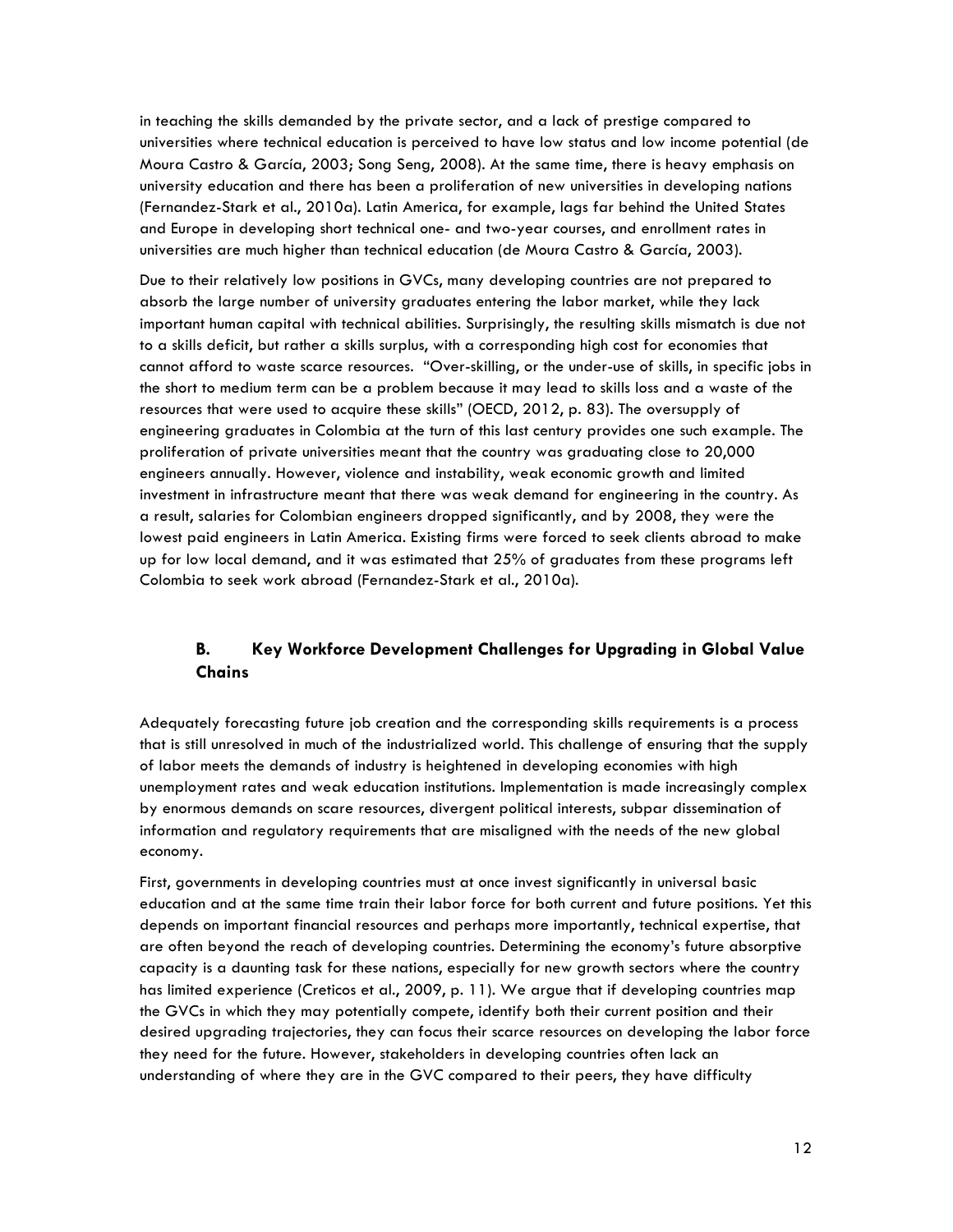in teaching the skills demanded by the private sector, and a lack of prestige compared to universities where technical education is perceived to have low status and low income potential (de Moura Castro & García, 2003; Song Seng, 2008). At the same time, there is heavy emphasis on university education and there has been a proliferation of new universities in developing nations (Fernandez-Stark et al., 2010a). Latin America, for example, lags far behind the United States and Europe in developing short technical one- and two-year courses, and enrollment rates in universities are much higher than technical education (de Moura Castro & García, 2003).

Due to their relatively low positions in GVCs, many developing countries are not prepared to absorb the large number of university graduates entering the labor market, while they lack important human capital with technical abilities. Surprisingly, the resulting skills mismatch is due not to a skills deficit, but rather a skills surplus, with a corresponding high cost for economies that cannot afford to waste scarce resources. "Over-skilling, or the under-use of skills, in specific jobs in the short to medium term can be a problem because it may lead to skills loss and a waste of the resources that were used to acquire these skills" (OECD, 2012, p. 83). The oversupply of engineering graduates in Colombia at the turn of this last century provides one such example. The proliferation of private universities meant that the country was graduating close to 20,000 engineers annually. However, violence and instability, weak economic growth and limited investment in infrastructure meant that there was weak demand for engineering in the country. As a result, salaries for Colombian engineers dropped significantly, and by 2008, they were the lowest paid engineers in Latin America. Existing firms were forced to seek clients abroad to make up for low local demand, and it was estimated that 25% of graduates from these programs left Colombia to seek work abroad (Fernandez-Stark et al., 2010a).

### B. Key Workforce Development Challenges for Upgrading in Global Value Chains

Adequately forecasting future job creation and the corresponding skills requirements is a process that is still unresolved in much of the industrialized world. This challenge of ensuring that the supply of labor meets the demands of industry is heightened in developing economies with high unemployment rates and weak education institutions. Implementation is made increasingly complex by enormous demands on scare resources, divergent political interests, subpar dissemination of information and regulatory requirements that are misaligned with the needs of the new global economy.

First, governments in developing countries must at once invest significantly in universal basic education and at the same time train their labor force for both current and future positions. Yet this depends on important financial resources and perhaps more importantly, technical expertise, that are often beyond the reach of developing countries. Determining the economy's future absorptive capacity is a daunting task for these nations, especially for new growth sectors where the country has limited experience (Creticos et al., 2009, p. 11). We argue that if developing countries map the GVCs in which they may potentially compete, identify both their current position and their desired upgrading trajectories, they can focus their scarce resources on developing the labor force they need for the future. However, stakeholders in developing countries often lack an understanding of where they are in the GVC compared to their peers, they have difficulty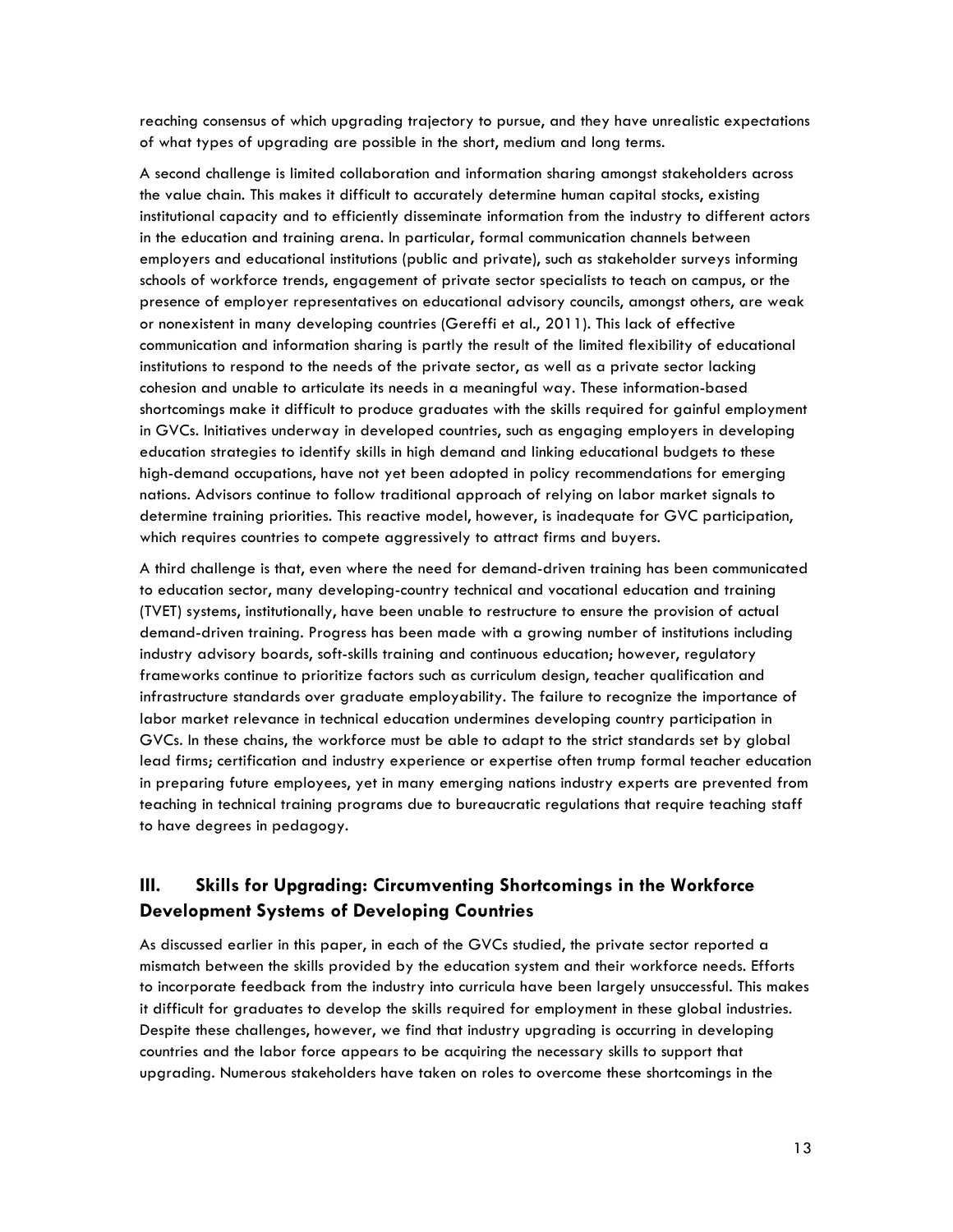reaching consensus of which upgrading trajectory to pursue, and they have unrealistic expectations of what types of upgrading are possible in the short, medium and long terms.

A second challenge is limited collaboration and information sharing amongst stakeholders across the value chain. This makes it difficult to accurately determine human capital stocks, existing institutional capacity and to efficiently disseminate information from the industry to different actors in the education and training arena. In particular, formal communication channels between employers and educational institutions (public and private), such as stakeholder surveys informing schools of workforce trends, engagement of private sector specialists to teach on campus, or the presence of employer representatives on educational advisory councils, amongst others, are weak or nonexistent in many developing countries (Gereffi et al., 2011). This lack of effective communication and information sharing is partly the result of the limited flexibility of educational institutions to respond to the needs of the private sector, as well as a private sector lacking cohesion and unable to articulate its needs in a meaningful way. These information-based shortcomings make it difficult to produce graduates with the skills required for gainful employment in GVCs. Initiatives underway in developed countries, such as engaging employers in developing education strategies to identify skills in high demand and linking educational budgets to these high-demand occupations, have not yet been adopted in policy recommendations for emerging nations. Advisors continue to follow traditional approach of relying on labor market signals to determine training priorities. This reactive model, however, is inadequate for GVC participation, which requires countries to compete aggressively to attract firms and buyers.

A third challenge is that, even where the need for demand-driven training has been communicated to education sector, many developing-country technical and vocational education and training (TVET) systems, institutionally, have been unable to restructure to ensure the provision of actual demand-driven training. Progress has been made with a growing number of institutions including industry advisory boards, soft-skills training and continuous education; however, regulatory frameworks continue to prioritize factors such as curriculum design, teacher qualification and infrastructure standards over graduate employability. The failure to recognize the importance of labor market relevance in technical education undermines developing country participation in GVCs. In these chains, the workforce must be able to adapt to the strict standards set by global lead firms; certification and industry experience or expertise often trump formal teacher education in preparing future employees, yet in many emerging nations industry experts are prevented from teaching in technical training programs due to bureaucratic regulations that require teaching staff to have degrees in pedagogy.

## III. Skills for Upgrading: Circumventing Shortcomings in the Workforce Development Systems of Developing Countries

As discussed earlier in this paper, in each of the GVCs studied, the private sector reported a mismatch between the skills provided by the education system and their workforce needs. Efforts to incorporate feedback from the industry into curricula have been largely unsuccessful. This makes it difficult for graduates to develop the skills required for employment in these global industries. Despite these challenges, however, we find that industry upgrading is occurring in developing countries and the labor force appears to be acquiring the necessary skills to support that upgrading. Numerous stakeholders have taken on roles to overcome these shortcomings in the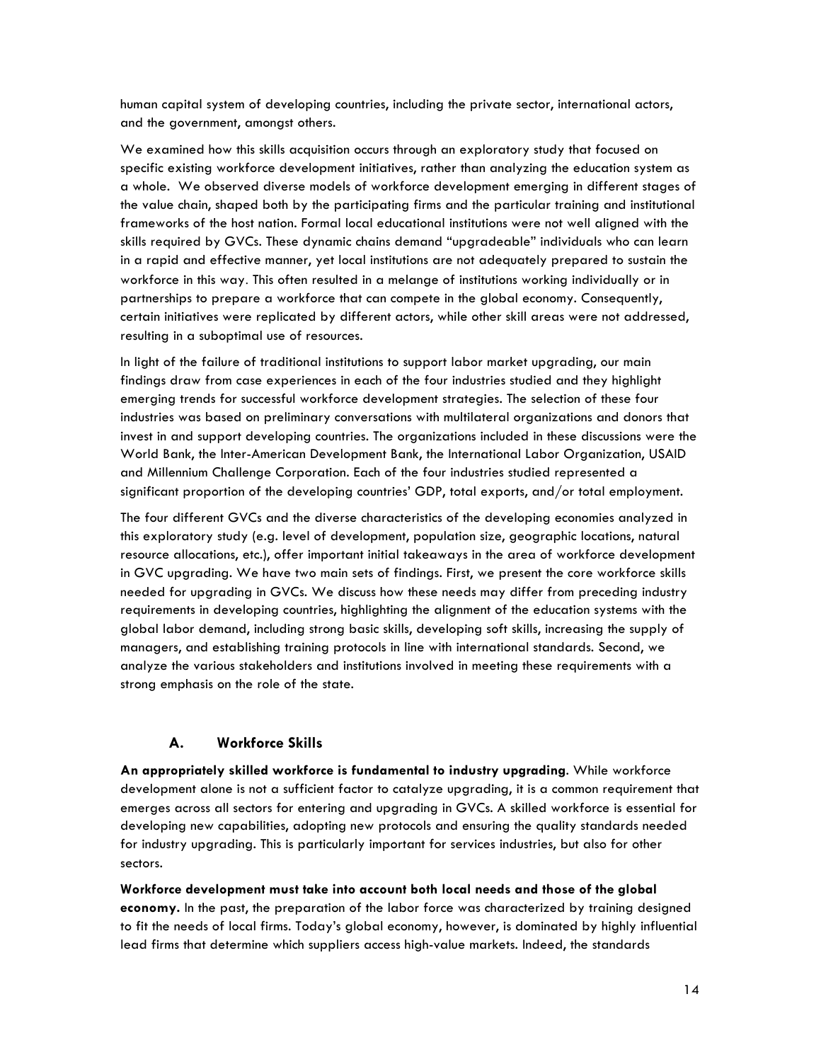human capital system of developing countries, including the private sector, international actors, and the government, amongst others.

We examined how this skills acquisition occurs through an exploratory study that focused on specific existing workforce development initiatives, rather than analyzing the education system as a whole. We observed diverse models of workforce development emerging in different stages of the value chain, shaped both by the participating firms and the particular training and institutional frameworks of the host nation. Formal local educational institutions were not well aligned with the skills required by GVCs. These dynamic chains demand "upgradeable" individuals who can learn in a rapid and effective manner, yet local institutions are not adequately prepared to sustain the workforce in this way. This often resulted in a melange of institutions working individually or in partnerships to prepare a workforce that can compete in the global economy. Consequently, certain initiatives were replicated by different actors, while other skill areas were not addressed, resulting in a suboptimal use of resources.

In light of the failure of traditional institutions to support labor market upgrading, our main findings draw from case experiences in each of the four industries studied and they highlight emerging trends for successful workforce development strategies. The selection of these four industries was based on preliminary conversations with multilateral organizations and donors that invest in and support developing countries. The organizations included in these discussions were the World Bank, the Inter-American Development Bank, the International Labor Organization, USAID and Millennium Challenge Corporation. Each of the four industries studied represented a significant proportion of the developing countries' GDP, total exports, and/or total employment.

The four different GVCs and the diverse characteristics of the developing economies analyzed in this exploratory study (e.g. level of development, population size, geographic locations, natural resource allocations, etc.), offer important initial takeaways in the area of workforce development in GVC upgrading. We have two main sets of findings. First, we present the core workforce skills needed for upgrading in GVCs. We discuss how these needs may differ from preceding industry requirements in developing countries, highlighting the alignment of the education systems with the global labor demand, including strong basic skills, developing soft skills, increasing the supply of managers, and establishing training protocols in line with international standards. Second, we analyze the various stakeholders and institutions involved in meeting these requirements with a strong emphasis on the role of the state.

## A. Workforce Skills

**An appropriately skilled workforce is fundamental to industry upgrading**. While workforce development alone is not a sufficient factor to catalyze upgrading, it is a common requirement that emerges across all sectors for entering and upgrading in GVCs. A skilled workforce is essential for developing new capabilities, adopting new protocols and ensuring the quality standards needed for industry upgrading. This is particularly important for services industries, but also for other sectors.

**Workforce development must take into account both local needs and those of the global economy.** In the past, the preparation of the labor force was characterized by training designed to fit the needs of local firms. Today's global economy, however, is dominated by highly influential lead firms that determine which suppliers access high-value markets. Indeed, the standards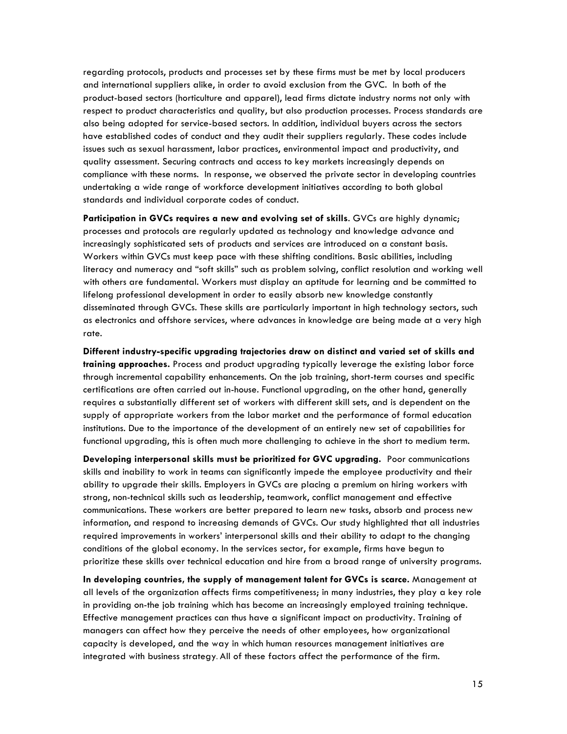regarding protocols, products and processes set by these firms must be met by local producers and international suppliers alike, in order to avoid exclusion from the GVC. In both of the product-based sectors (horticulture and apparel), lead firms dictate industry norms not only with respect to product characteristics and quality, but also production processes. Process standards are also being adopted for service-based sectors. In addition, individual buyers across the sectors have established codes of conduct and they audit their suppliers regularly. These codes include issues such as sexual harassment, labor practices, environmental impact and productivity, and quality assessment. Securing contracts and access to key markets increasingly depends on compliance with these norms. In response, we observed the private sector in developing countries undertaking a wide range of workforce development initiatives according to both global standards and individual corporate codes of conduct.

**Participation in GVCs requires a new and evolving set of skills**. GVCs are highly dynamic; processes and protocols are regularly updated as technology and knowledge advance and increasingly sophisticated sets of products and services are introduced on a constant basis. Workers within GVCs must keep pace with these shifting conditions. Basic abilities, including literacy and numeracy and "soft skills" such as problem solving, conflict resolution and working well with others are fundamental. Workers must display an aptitude for learning and be committed to lifelong professional development in order to easily absorb new knowledge constantly disseminated through GVCs. These skills are particularly important in high technology sectors, such as electronics and offshore services, where advances in knowledge are being made at a very high rate.

**Different industry-specific upgrading trajectories draw on distinct and varied set of skills and training approaches.** Process and product upgrading typically leverage the existing labor force through incremental capability enhancements. On the job training, short-term courses and specific certifications are often carried out in-house. Functional upgrading, on the other hand, generally requires a substantially different set of workers with different skill sets, and is dependent on the supply of appropriate workers from the labor market and the performance of formal education institutions. Due to the importance of the development of an entirely new set of capabilities for functional upgrading, this is often much more challenging to achieve in the short to medium term.

**Developing interpersonal skills must be prioritized for GVC upgrading.** Poor communications skills and inability to work in teams can significantly impede the employee productivity and their ability to upgrade their skills. Employers in GVCs are placing a premium on hiring workers with strong, non-technical skills such as leadership, teamwork, conflict management and effective communications. These workers are better prepared to learn new tasks, absorb and process new information, and respond to increasing demands of GVCs. Our study highlighted that all industries required improvements in workers' interpersonal skills and their ability to adapt to the changing conditions of the global economy. In the services sector, for example, firms have begun to prioritize these skills over technical education and hire from a broad range of university programs.

**In developing countries, the supply of management talent for GVCs is scarce.** Management at all levels of the organization affects firms competitiveness; in many industries, they play a key role in providing on-the job training which has become an increasingly employed training technique. Effective management practices can thus have a significant impact on productivity. Training of managers can affect how they perceive the needs of other employees, how organizational capacity is developed, and the way in which human resources management initiatives are integrated with business strategy. All of these factors affect the performance of the firm.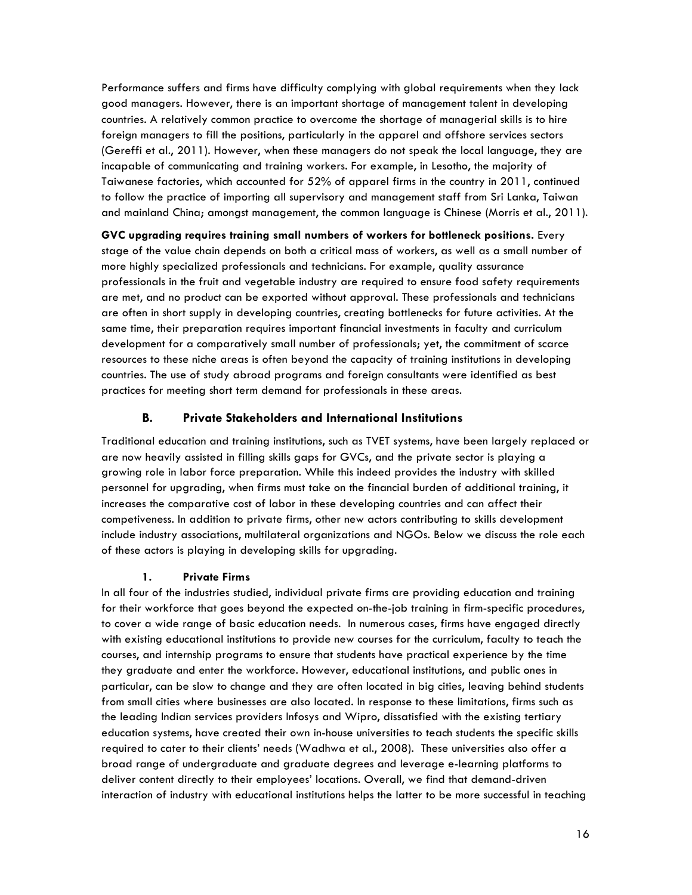Performance suffers and firms have difficulty complying with global requirements when they lack good managers. However, there is an important shortage of management talent in developing countries. A relatively common practice to overcome the shortage of managerial skills is to hire foreign managers to fill the positions, particularly in the apparel and offshore services sectors (Gereffi et al., 2011). However, when these managers do not speak the local language, they are incapable of communicating and training workers. For example, in Lesotho, the majority of Taiwanese factories, which accounted for 52% of apparel firms in the country in 2011, continued to follow the practice of importing all supervisory and management staff from Sri Lanka, Taiwan and mainland China; amongst management, the common language is Chinese (Morris et al., 2011).

**GVC upgrading requires training small numbers of workers for bottleneck positions.** Every stage of the value chain depends on both a critical mass of workers, as well as a small number of more highly specialized professionals and technicians. For example, quality assurance professionals in the fruit and vegetable industry are required to ensure food safety requirements are met, and no product can be exported without approval. These professionals and technicians are often in short supply in developing countries, creating bottlenecks for future activities. At the same time, their preparation requires important financial investments in faculty and curriculum development for a comparatively small number of professionals; yet, the commitment of scarce resources to these niche areas is often beyond the capacity of training institutions in developing countries. The use of study abroad programs and foreign consultants were identified as best practices for meeting short term demand for professionals in these areas.

## B. Private Stakeholders and International Institutions

Traditional education and training institutions, such as TVET systems, have been largely replaced or are now heavily assisted in filling skills gaps for GVCs, and the private sector is playing a growing role in labor force preparation. While this indeed provides the industry with skilled personnel for upgrading, when firms must take on the financial burden of additional training, it increases the comparative cost of labor in these developing countries and can affect their competiveness. In addition to private firms, other new actors contributing to skills development include industry associations, multilateral organizations and NGOs. Below we discuss the role each of these actors is playing in developing skills for upgrading.

### 1. Private Firms

In all four of the industries studied, individual private firms are providing education and training for their workforce that goes beyond the expected on-the-job training in firm-specific procedures, to cover a wide range of basic education needs. In numerous cases, firms have engaged directly with existing educational institutions to provide new courses for the curriculum, faculty to teach the courses, and internship programs to ensure that students have practical experience by the time they graduate and enter the workforce. However, educational institutions, and public ones in particular, can be slow to change and they are often located in big cities, leaving behind students from small cities where businesses are also located. In response to these limitations, firms such as the leading Indian services providers Infosys and Wipro, dissatisfied with the existing tertiary education systems, have created their own in-house universities to teach students the specific skills required to cater to their clients' needs (Wadhwa et al., 2008). These universities also offer a broad range of undergraduate and graduate degrees and leverage e-learning platforms to deliver content directly to their employees' locations. Overall, we find that demand-driven interaction of industry with educational institutions helps the latter to be more successful in teaching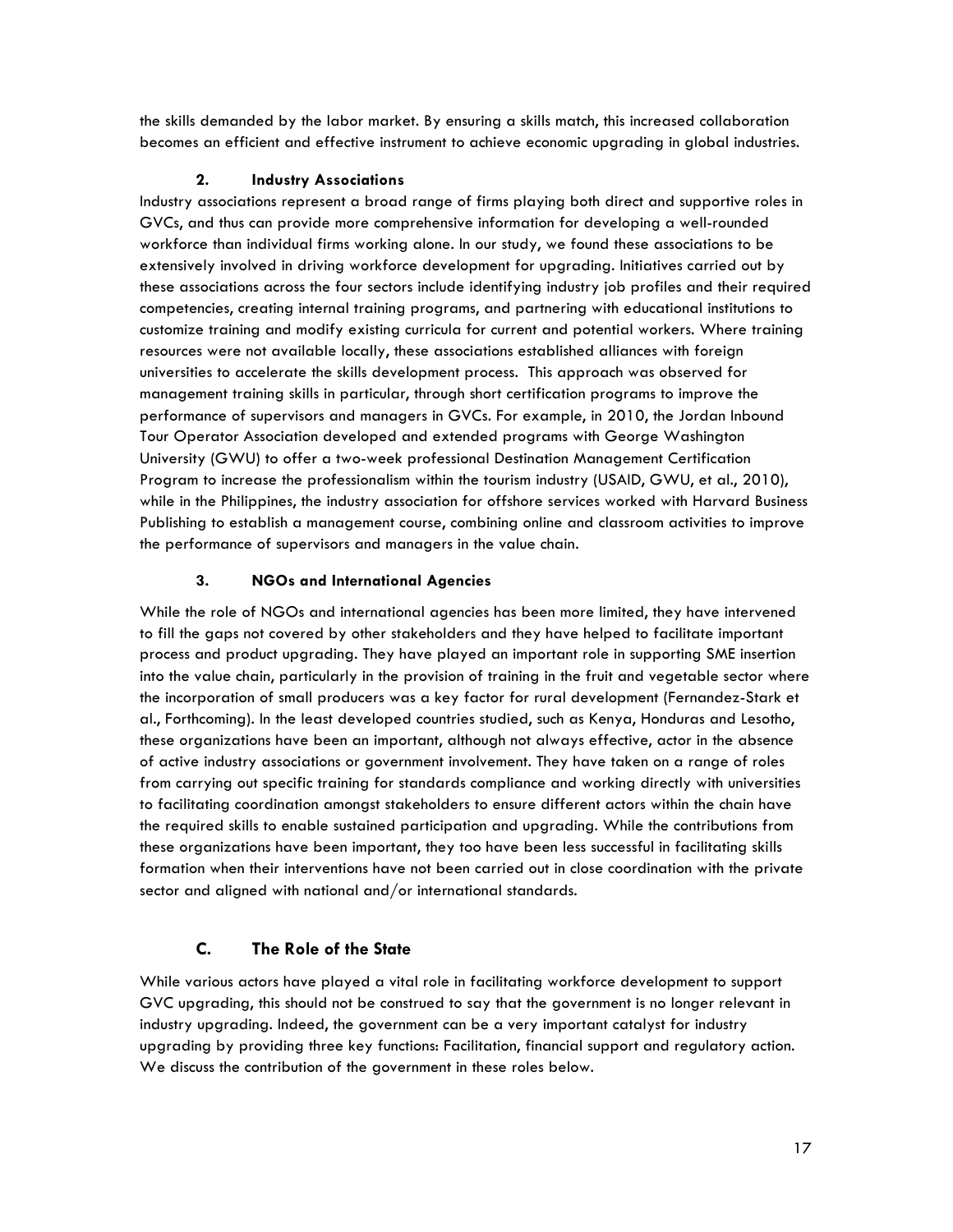the skills demanded by the labor market. By ensuring a skills match, this increased collaboration becomes an efficient and effective instrument to achieve economic upgrading in global industries.

#### 2. Industry Associations

Industry associations represent a broad range of firms playing both direct and supportive roles in GVCs, and thus can provide more comprehensive information for developing a well-rounded workforce than individual firms working alone. In our study, we found these associations to be extensively involved in driving workforce development for upgrading. Initiatives carried out by these associations across the four sectors include identifying industry job profiles and their required competencies, creating internal training programs, and partnering with educational institutions to customize training and modify existing curricula for current and potential workers. Where training resources were not available locally, these associations established alliances with foreign universities to accelerate the skills development process. This approach was observed for management training skills in particular, through short certification programs to improve the performance of supervisors and managers in GVCs. For example, in 2010, the Jordan Inbound Tour Operator Association developed and extended programs with George Washington University (GWU) to offer a two-week professional Destination Management Certification Program to increase the professionalism within the tourism industry (USAID, GWU, et al., 2010), while in the Philippines, the industry association for offshore services worked with Harvard Business Publishing to establish a management course, combining online and classroom activities to improve the performance of supervisors and managers in the value chain.

#### 3. NGOs and International Agencies

While the role of NGOs and international agencies has been more limited, they have intervened to fill the gaps not covered by other stakeholders and they have helped to facilitate important process and product upgrading. They have played an important role in supporting SME insertion into the value chain, particularly in the provision of training in the fruit and vegetable sector where the incorporation of small producers was a key factor for rural development (Fernandez-Stark et al., Forthcoming). In the least developed countries studied, such as Kenya, Honduras and Lesotho, these organizations have been an important, although not always effective, actor in the absence of active industry associations or government involvement. They have taken on a range of roles from carrying out specific training for standards compliance and working directly with universities to facilitating coordination amongst stakeholders to ensure different actors within the chain have the required skills to enable sustained participation and upgrading. While the contributions from these organizations have been important, they too have been less successful in facilitating skills formation when their interventions have not been carried out in close coordination with the private sector and aligned with national and/or international standards.

### C. The Role of the State

While various actors have played a vital role in facilitating workforce development to support GVC upgrading, this should not be construed to say that the government is no longer relevant in industry upgrading. Indeed, the government can be a very important catalyst for industry upgrading by providing three key functions: Facilitation, financial support and regulatory action. We discuss the contribution of the government in these roles below.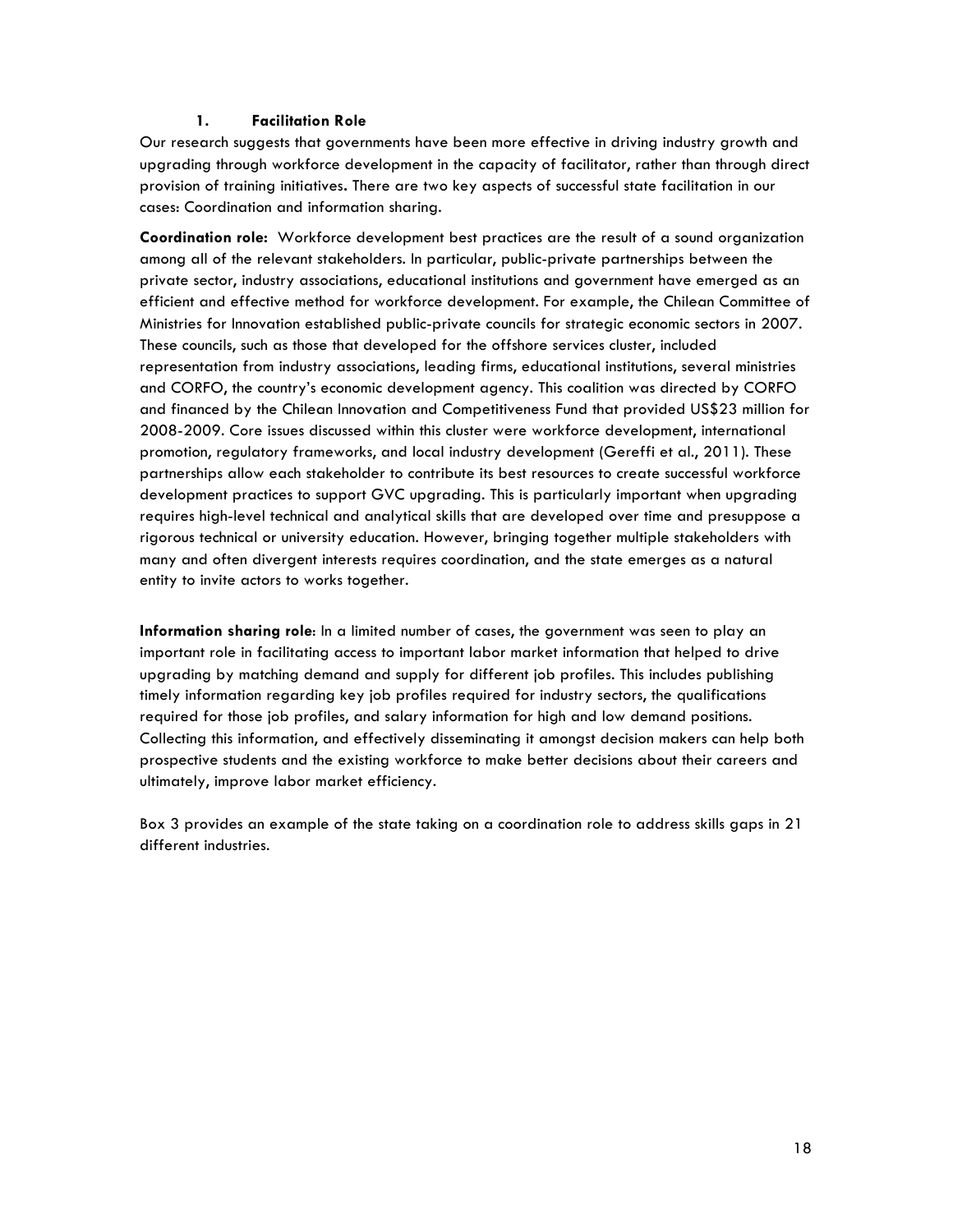### 1. Facilitation Role

Our research suggests that governments have been more effective in driving industry growth and upgrading through workforce development in the capacity of facilitator, rather than through direct provision of training initiatives. There are two key aspects of successful state facilitation in our cases: Coordination and information sharing.

**Coordination role:** Workforce development best practices are the result of a sound organization among all of the relevant stakeholders. In particular, public-private partnerships between the private sector, industry associations, educational institutions and government have emerged as an efficient and effective method for workforce development. For example, the Chilean Committee of Ministries for Innovation established public-private councils for strategic economic sectors in 2007. These councils, such as those that developed for the offshore services cluster, included representation from industry associations, leading firms, educational institutions, several ministries and CORFO, the country's economic development agency. This coalition was directed by CORFO and financed by the Chilean Innovation and Competitiveness Fund that provided US$23 million for 2008-2009. Core issues discussed within this cluster were workforce development, international promotion, regulatory frameworks, and local industry development (Gereffi et al., 2011). These partnerships allow each stakeholder to contribute its best resources to create successful workforce development practices to support GVC upgrading. This is particularly important when upgrading requires high-level technical and analytical skills that are developed over time and presuppose a rigorous technical or university education. However, bringing together multiple stakeholders with many and often divergent interests requires coordination, and the state emerges as a natural entity to invite actors to works together.

**Information sharing role**: In a limited number of cases, the government was seen to play an important role in facilitating access to important labor market information that helped to drive upgrading by matching demand and supply for different job profiles. This includes publishing timely information regarding key job profiles required for industry sectors, the qualifications required for those job profiles, and salary information for high and low demand positions. Collecting this information, and effectively disseminating it amongst decision makers can help both prospective students and the existing workforce to make better decisions about their careers and ultimately, improve labor market efficiency.

Box 3 provides an example of the state taking on a coordination role to address skills gaps in 21 different industries.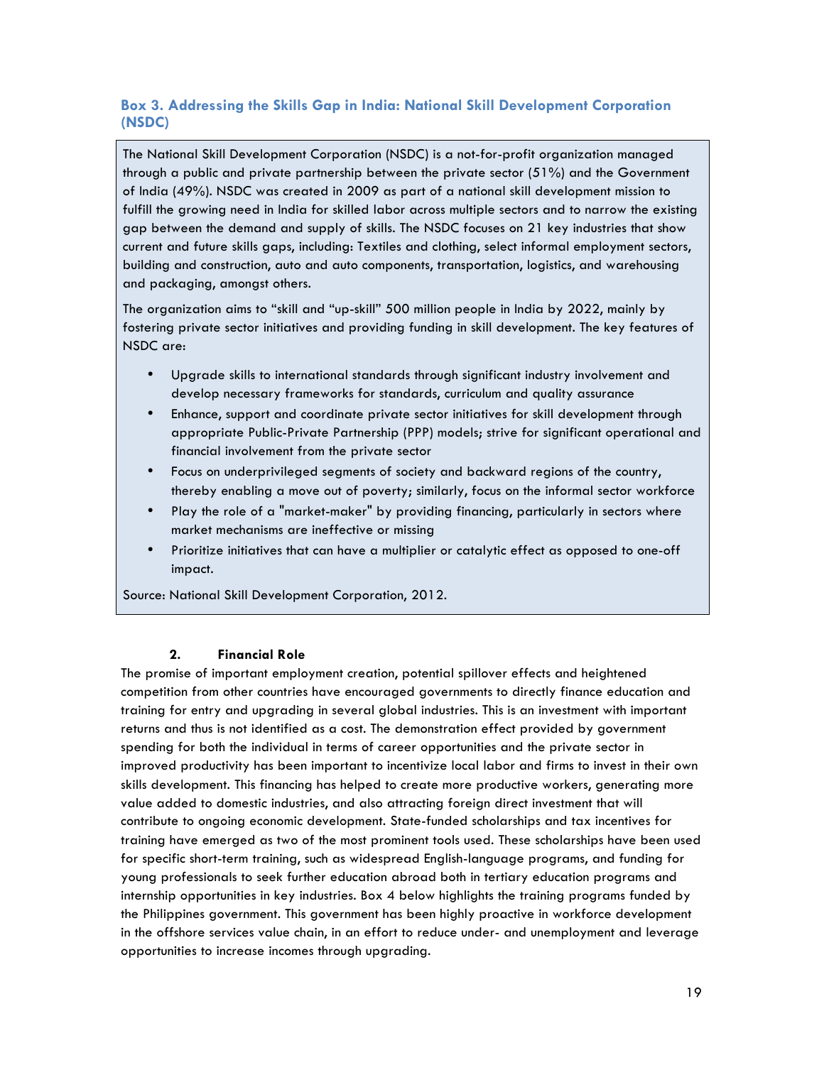### Box 3. Addressing the Skills Gap in India: National Skill Development Corporation (NSDC)

The National Skill Development Corporation (NSDC) is a not-for-profit organization managed through a public and private partnership between the private sector (51%) and the Government of India (49%). NSDC was created in 2009 as part of a national skill development mission to fulfill the growing need in India for skilled labor across multiple sectors and to narrow the existing gap between the demand and supply of skills. The NSDC focuses on 21 key industries that show current and future skills gaps, including: Textiles and clothing, select informal employment sectors, building and construction, auto and auto components, transportation, logistics, and warehousing and packaging, amongst others.

The organization aims to "skill and "up-skill" 500 million people in India by 2022, mainly by fostering private sector initiatives and providing funding in skill development. The key features of NSDC are:

- Upgrade skills to international standards through significant industry involvement and develop necessary frameworks for standards, curriculum and quality assurance
- Enhance, support and coordinate private sector initiatives for skill development through appropriate Public-Private Partnership (PPP) models; strive for significant operational and financial involvement from the private sector
- Focus on underprivileged segments of society and backward regions of the country, thereby enabling a move out of poverty; similarly, focus on the informal sector workforce
- Play the role of a "market-maker" by providing financing, particularly in sectors where market mechanisms are ineffective or missing
- Prioritize initiatives that can have a multiplier or catalytic effect as opposed to one-off impact.

Source: National Skill Development Corporation, 2012.

#### 2. Financial Role

The promise of important employment creation, potential spillover effects and heightened competition from other countries have encouraged governments to directly finance education and training for entry and upgrading in several global industries. This is an investment with important returns and thus is not identified as a cost. The demonstration effect provided by government spending for both the individual in terms of career opportunities and the private sector in improved productivity has been important to incentivize local labor and firms to invest in their own skills development. This financing has helped to create more productive workers, generating more value added to domestic industries, and also attracting foreign direct investment that will contribute to ongoing economic development. State-funded scholarships and tax incentives for training have emerged as two of the most prominent tools used. These scholarships have been used for specific short-term training, such as widespread English-language programs, and funding for young professionals to seek further education abroad both in tertiary education programs and internship opportunities in key industries. Box 4 below highlights the training programs funded by the Philippines government. This government has been highly proactive in workforce development in the offshore services value chain, in an effort to reduce under- and unemployment and leverage opportunities to increase incomes through upgrading.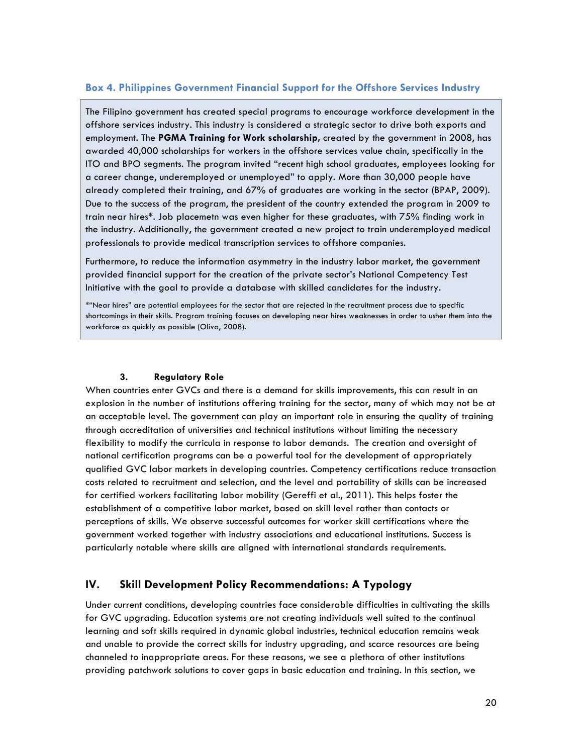### Box 4. Philippines Government Financial Support for the Offshore Services Industry

The Filipino government has created special programs to encourage workforce development in the offshore services industry. This industry is considered a strategic sector to drive both exports and employment. The **PGMA Training for Work scholarship**, created by the government in 2008, has awarded 40,000 scholarships for workers in the offshore services value chain, specifically in the ITO and BPO segments. The program invited "recent high school graduates, employees looking for a career change, underemployed or unemployed" to apply. More than 30,000 people have already completed their training, and 67% of graduates are working in the sector (BPAP, 2009). Due to the success of the program, the president of the country extended the program in 2009 to train near hires*. Job placemetn was even higher for these graduates, with 75% finding work in the industry. Additionally, the government created a new project to train underemployed medical professionals to provide medical transcription services to offshore companies.

Furthermore, to reduce the information asymmetry in the industry labor market, the government provided financial support for the creation of the private sector's National Competency Test Initiative with the goal to provide a database with skilled candidates for the industry.

*"Near hires" are potential employees for the sector that are rejected in the recruitment process due to specific shortcomings in their skills. Program training focuses on developing near hires weaknesses in order to usher them into the workforce as quickly as possible (Oliva, 2008).

#### 3. Regulatory Role

When countries enter GVCs and there is a demand for skills improvements, this can result in an explosion in the number of institutions offering training for the sector, many of which may not be at an acceptable level. The government can play an important role in ensuring the quality of training through accreditation of universities and technical institutions without limiting the necessary flexibility to modify the curricula in response to labor demands. The creation and oversight of national certification programs can be a powerful tool for the development of appropriately qualified GVC labor markets in developing countries. Competency certifications reduce transaction costs related to recruitment and selection, and the level and portability of skills can be increased for certified workers facilitating labor mobility (Gereffi et al., 2011). This helps foster the establishment of a competitive labor market, based on skill level rather than contacts or perceptions of skills. We observe successful outcomes for worker skill certifications where the government worked together with industry associations and educational institutions. Success is particularly notable where skills are aligned with international standards requirements.

## IV. Skill Development Policy Recommendations: A Typology

Under current conditions, developing countries face considerable difficulties in cultivating the skills for GVC upgrading. Education systems are not creating individuals well suited to the continual learning and soft skills required in dynamic global industries, technical education remains weak and unable to provide the correct skills for industry upgrading, and scarce resources are being channeled to inappropriate areas. For these reasons, we see a plethora of other institutions providing patchwork solutions to cover gaps in basic education and training. In this section, we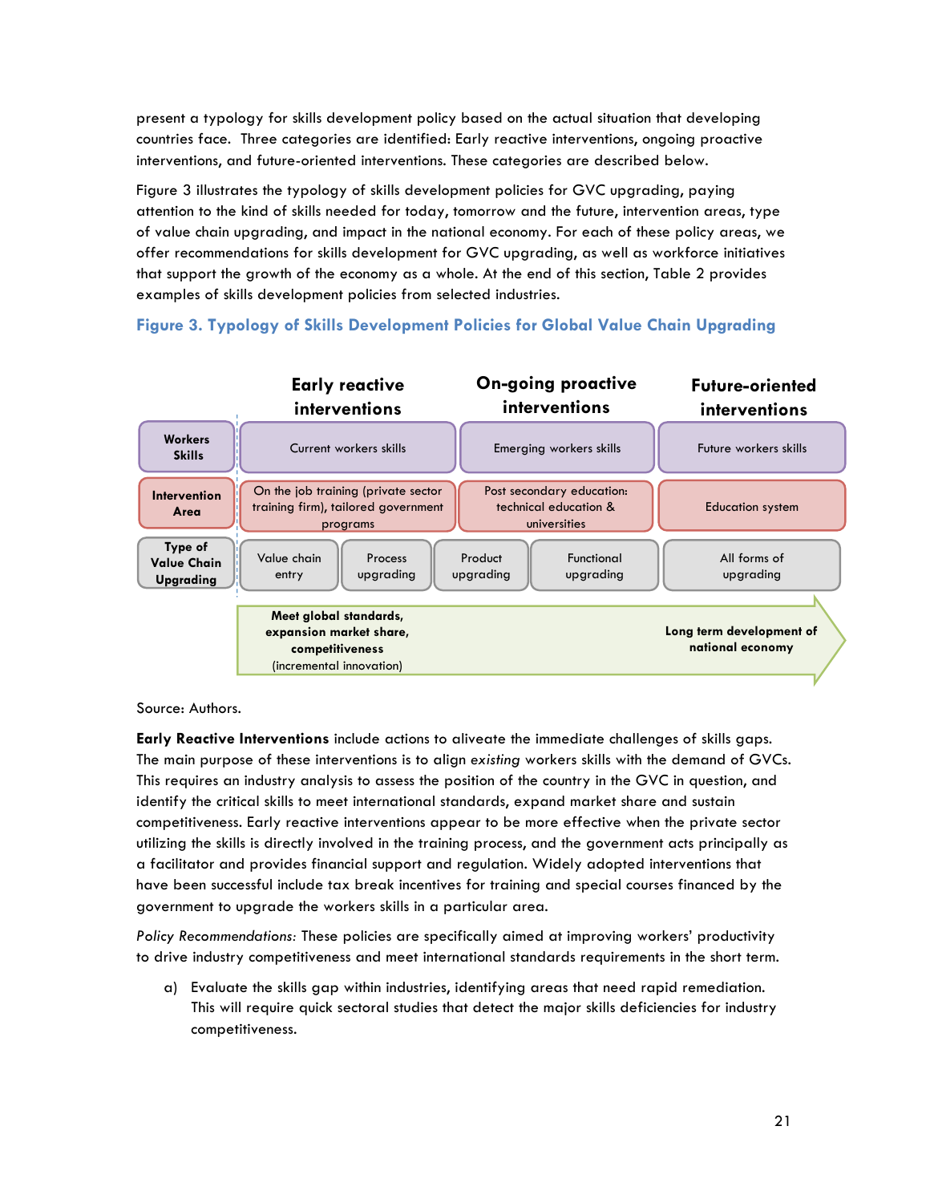present a typology for skills development policy based on the actual situation that developing countries face. Three categories are identified: Early reactive interventions, ongoing proactive interventions, and future-oriented interventions. These categories are described below.

Figure 3 illustrates the typology of skills development policies for GVC upgrading, paying attention to the kind of skills needed for today, tomorrow and the future, intervention areas, type of value chain upgrading, and impact in the national economy. For each of these policy areas, we offer recommendations for skills development for GVC upgrading, as well as workforce initiatives that support the growth of the economy as a whole. At the end of this section, Table 2 provides examples of skills development policies from selected industries.

**Figure 3. Typology of Skills Development Policies for Global Value Chain Upgrading**

| | Early reactive interventions | | On-going proactive interventions | | Future-oriented interventions |
|---|---|---|---|---|---|
| **Workers Skills** | Current workers skills | | Emerging workers skills | | Future workers skills |
| **Intervention Area** | On the job training (private sector training firm), tailored government programs | | Post secondary education: technical education & universities | | Education system |
| **Type of Value Chain Upgrading** | Value chain entry | Process upgrading | Product upgrading | Functional upgrading | All forms of upgrading |
| | **Meet global standards, expansion market share, competitiveness** (incremental innovation) | | | | **Long term development of national economy** |

Source: Authors.

**Early Reactive Interventions** include actions to aliveate the immediate challenges of skills gaps. The main purpose of these interventions is to align *existing* workers skills with the demand of GVCs. This requires an industry analysis to assess the position of the country in the GVC in question, and identify the critical skills to meet international standards, expand market share and sustain competitiveness. Early reactive interventions appear to be more effective when the private sector utilizing the skills is directly involved in the training process, and the government acts principally as a facilitator and provides financial support and regulation. Widely adopted interventions that have been successful include tax break incentives for training and special courses financed by the government to upgrade the workers skills in a particular area.

*Policy Recommendations:* These policies are specifically aimed at improving workers' productivity to drive industry competitiveness and meet international standards requirements in the short term.

a) Evaluate the skills gap within industries, identifying areas that need rapid remediation. This will require quick sectoral studies that detect the major skills deficiencies for industry competitiveness.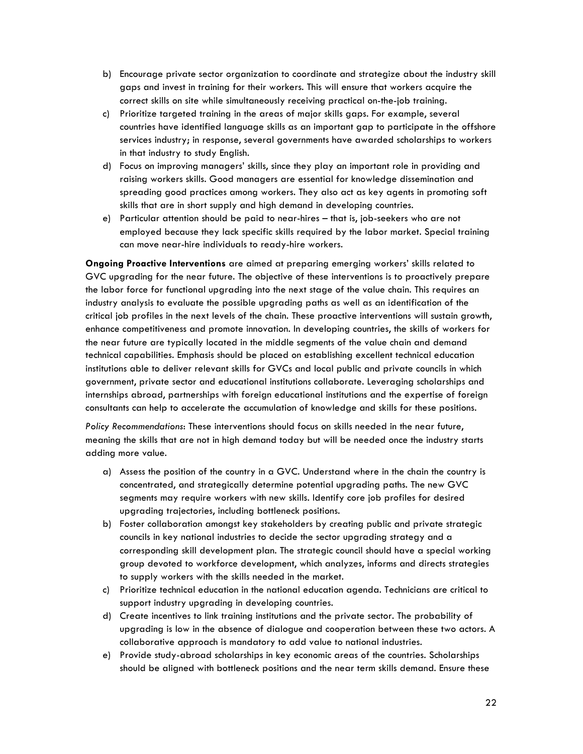b) Encourage private sector organization to coordinate and strategize about the industry skill gaps and invest in training for their workers. This will ensure that workers acquire the correct skills on site while simultaneously receiving practical on-the-job training.
c) Prioritize targeted training in the areas of major skills gaps. For example, several countries have identified language skills as an important gap to participate in the offshore services industry; in response, several governments have awarded scholarships to workers in that industry to study English.
d) Focus on improving managers' skills, since they play an important role in providing and raising workers skills. Good managers are essential for knowledge dissemination and spreading good practices among workers. They also act as key agents in promoting soft skills that are in short supply and high demand in developing countries.
e) Particular attention should be paid to near-hires – that is, job-seekers who are not employed because they lack specific skills required by the labor market. Special training can move near-hire individuals to ready-hire workers.

**Ongoing Proactive Interventions** are aimed at preparing emerging workers' skills related to GVC upgrading for the near future. The objective of these interventions is to proactively prepare the labor force for functional upgrading into the next stage of the value chain. This requires an industry analysis to evaluate the possible upgrading paths as well as an identification of the critical job profiles in the next levels of the chain. These proactive interventions will sustain growth, enhance competitiveness and promote innovation. In developing countries, the skills of workers for the near future are typically located in the middle segments of the value chain and demand technical capabilities. Emphasis should be placed on establishing excellent technical education institutions able to deliver relevant skills for GVCs and local public and private councils in which government, private sector and educational institutions collaborate. Leveraging scholarships and internships abroad, partnerships with foreign educational institutions and the expertise of foreign consultants can help to accelerate the accumulation of knowledge and skills for these positions.

*Policy Recommendations*: These interventions should focus on skills needed in the near future, meaning the skills that are not in high demand today but will be needed once the industry starts adding more value.

a) Assess the position of the country in a GVC. Understand where in the chain the country is concentrated, and strategically determine potential upgrading paths. The new GVC segments may require workers with new skills. Identify core job profiles for desired upgrading trajectories, including bottleneck positions.
b) Foster collaboration amongst key stakeholders by creating public and private strategic councils in key national industries to decide the sector upgrading strategy and a corresponding skill development plan. The strategic council should have a special working group devoted to workforce development, which analyzes, informs and directs strategies to supply workers with the skills needed in the market.
c) Prioritize technical education in the national education agenda. Technicians are critical to support industry upgrading in developing countries.
d) Create incentives to link training institutions and the private sector. The probability of upgrading is low in the absence of dialogue and cooperation between these two actors. A collaborative approach is mandatory to add value to national industries.
e) Provide study-abroad scholarships in key economic areas of the countries. Scholarships should be aligned with bottleneck positions and the near term skills demand. Ensure these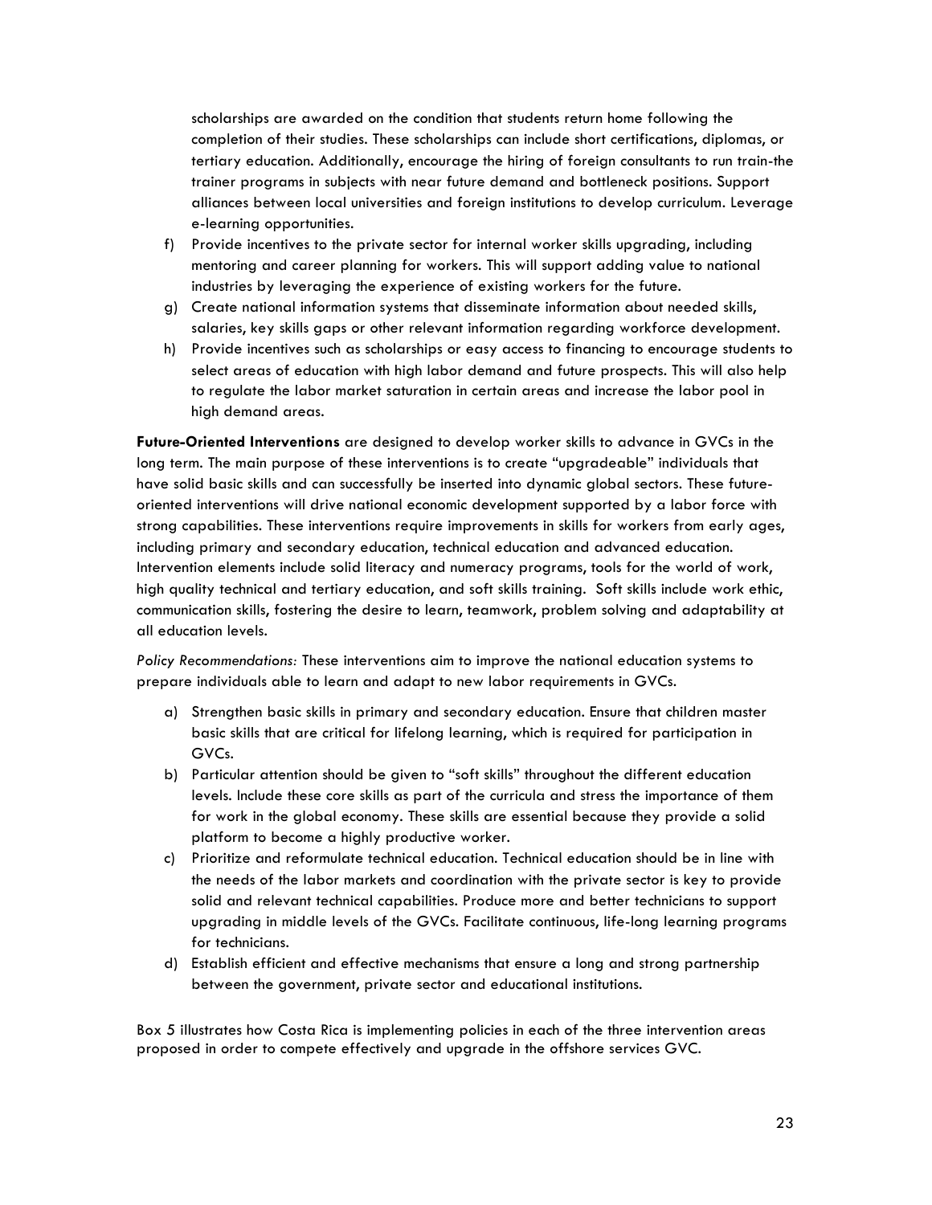scholarships are awarded on the condition that students return home following the completion of their studies. These scholarships can include short certifications, diplomas, or tertiary education. Additionally, encourage the hiring of foreign consultants to run train-the trainer programs in subjects with near future demand and bottleneck positions. Support alliances between local universities and foreign institutions to develop curriculum. Leverage e-learning opportunities.

f) Provide incentives to the private sector for internal worker skills upgrading, including mentoring and career planning for workers. This will support adding value to national industries by leveraging the experience of existing workers for the future.
g) Create national information systems that disseminate information about needed skills, salaries, key skills gaps or other relevant information regarding workforce development.
h) Provide incentives such as scholarships or easy access to financing to encourage students to select areas of education with high labor demand and future prospects. This will also help to regulate the labor market saturation in certain areas and increase the labor pool in high demand areas.

**Future-Oriented Interventions** are designed to develop worker skills to advance in GVCs in the long term. The main purpose of these interventions is to create "upgradeable" individuals that have solid basic skills and can successfully be inserted into dynamic global sectors. These future-oriented interventions will drive national economic development supported by a labor force with strong capabilities. These interventions require improvements in skills for workers from early ages, including primary and secondary education, technical education and advanced education. Intervention elements include solid literacy and numeracy programs, tools for the world of work, high quality technical and tertiary education, and soft skills training. Soft skills include work ethic, communication skills, fostering the desire to learn, teamwork, problem solving and adaptability at all education levels.

*Policy Recommendations:* These interventions aim to improve the national education systems to prepare individuals able to learn and adapt to new labor requirements in GVCs.

a) Strengthen basic skills in primary and secondary education. Ensure that children master basic skills that are critical for lifelong learning, which is required for participation in GVCs.
b) Particular attention should be given to "soft skills" throughout the different education levels. Include these core skills as part of the curricula and stress the importance of them for work in the global economy. These skills are essential because they provide a solid platform to become a highly productive worker.
c) Prioritize and reformulate technical education. Technical education should be in line with the needs of the labor markets and coordination with the private sector is key to provide solid and relevant technical capabilities. Produce more and better technicians to support upgrading in middle levels of the GVCs. Facilitate continuous, life-long learning programs for technicians.
d) Establish efficient and effective mechanisms that ensure a long and strong partnership between the government, private sector and educational institutions.

Box 5 illustrates how Costa Rica is implementing policies in each of the three intervention areas proposed in order to compete effectively and upgrade in the offshore services GVC.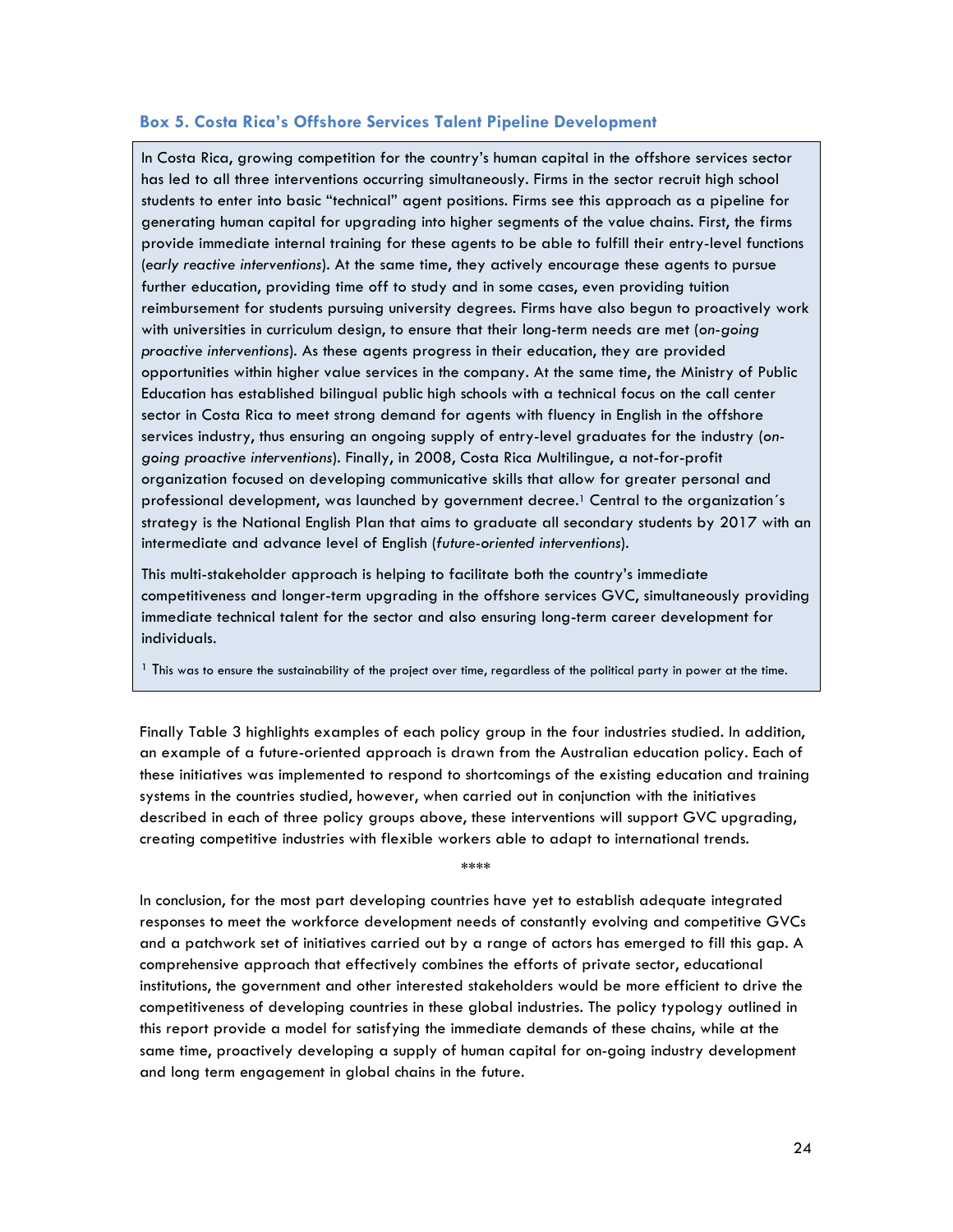### Box 5. Costa Rica's Offshore Services Talent Pipeline Development

In Costa Rica, growing competition for the country's human capital in the offshore services sector has led to all three interventions occurring simultaneously. Firms in the sector recruit high school students to enter into basic "technical" agent positions. Firms see this approach as a pipeline for generating human capital for upgrading into higher segments of the value chains. First, the firms provide immediate internal training for these agents to be able to fulfill their entry-level functions (*early reactive interventions*). At the same time, they actively encourage these agents to pursue further education, providing time off to study and in some cases, even providing tuition reimbursement for students pursuing university degrees. Firms have also begun to proactively work with universities in curriculum design, to ensure that their long-term needs are met (*on-going proactive interventions*). As these agents progress in their education, they are provided opportunities within higher value services in the company. At the same time, the Ministry of Public Education has established bilingual public high schools with a technical focus on the call center sector in Costa Rica to meet strong demand for agents with fluency in English in the offshore services industry, thus ensuring an ongoing supply of entry-level graduates for the industry (*on-going proactive interventions*). Finally, in 2008, Costa Rica Multilingue, a not-for-profit organization focused on developing communicative skills that allow for greater personal and professional development, was launched by government decree.[1] Central to the organization´s strategy is the National English Plan that aims to graduate all secondary students by 2017 with an intermediate and advance level of English (*future-oriented interventions*).

This multi-stakeholder approach is helping to facilitate both the country's immediate competitiveness and longer-term upgrading in the offshore services GVC, simultaneously providing immediate technical talent for the sector and also ensuring long-term career development for individuals.

[1] This was to ensure the sustainability of the project over time, regardless of the political party in power at the time.

Finally Table 3 highlights examples of each policy group in the four industries studied. In addition, an example of a future-oriented approach is drawn from the Australian education policy. Each of these initiatives was implemented to respond to shortcomings of the existing education and training systems in the countries studied, however, when carried out in conjunction with the initiatives described in each of three policy groups above, these interventions will support GVC upgrading, creating competitive industries with flexible workers able to adapt to international trends.

\*\*\*\*

In conclusion, for the most part developing countries have yet to establish adequate integrated responses to meet the workforce development needs of constantly evolving and competitive GVCs and a patchwork set of initiatives carried out by a range of actors has emerged to fill this gap. A comprehensive approach that effectively combines the efforts of private sector, educational institutions, the government and other interested stakeholders would be more efficient to drive the competitiveness of developing countries in these global industries. The policy typology outlined in this report provide a model for satisfying the immediate demands of these chains, while at the same time, proactively developing a supply of human capital for on-going industry development and long term engagement in global chains in the future.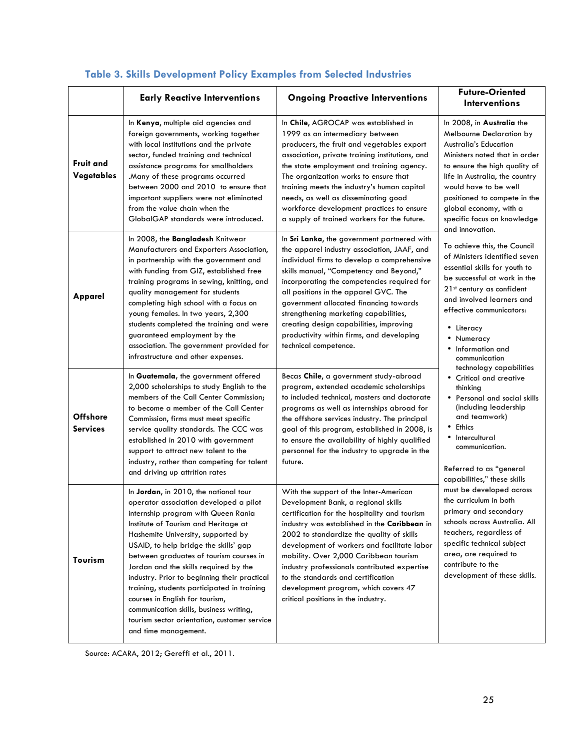### Table 3. Skills Development Policy Examples from Selected Industries

| | Early Reactive Interventions | Ongoing Proactive Interventions | Future-Oriented Interventions |
|---|---|---|---|
| **Fruit and Vegetables** | In **Kenya**, multiple aid agencies and foreign governments, working together with local institutions and the private sector, funded training and technical assistance programs for smallholders .Many of these programs occurred between 2000 and 2010 to ensure that important suppliers were not eliminated from the value chain when the GlobalGAP standards were introduced. | In **Chile**, AGROCAP was established in 1999 as an intermediary between producers, the fruit and vegetables export association, private training institutions, and the state employment and training agency. The organization works to ensure that training meets the industry's human capital needs, as well as disseminating good workforce development practices to ensure a supply of trained workers for the future. | In 2008, in **Australia** the Melbourne Declaration by Australia's Education Ministers noted that in order to ensure the high quality of life in Australia, the country would have to be well positioned to compete in the global economy, with a specific focus on knowledge and innovation.<br><br>To achieve this, the Council of Ministers identified seven essential skills for youth to be successful at work in the 21st century as confident and involved learners and effective communicators:<br>• Literacy<br>• Numeracy<br>• Information and communication technology capabilities<br>• Critical and creative thinking<br>• Personal and social skills (including leadership and teamwork)<br>• Ethics<br>• Intercultural communication.<br><br>Referred to as "general capabilities," these skills must be developed across the curriculum in both primary and secondary schools across Australia. All teachers, regardless of specific technical subject area, are required to contribute to the development of these skills. |
| **Apparel** | In 2008, the **Bangladesh** Knitwear Manufacturers and Exporters Association, in partnership with the government and with funding from GIZ, established free training programs in sewing, knitting, and quality management for students completing high school with a focus on young females. In two years, 2,300 students completed the training and were guaranteed employment by the association. The government provided for infrastructure and other expenses. | In **Sri Lanka**, the government partnered with the apparel industry association, JAAF, and individual firms to develop a comprehensive skills manual, "Competency and Beyond," incorporating the competencies required for all positions in the apparel GVC. The government allocated financing towards strengthening marketing capabilities, creating design capabilities, improving productivity within firms, and developing technical competence. | |
| **Offshore Services** | In **Guatemala**, the government offered 2,000 scholarships to study English to the members of the Call Center Commission; to become a member of the Call Center Commission, firms must meet specific service quality standards. The CCC was established in 2010 with government support to attract new talent to the industry, rather than competing for talent and driving up attrition rates | Becas **Chile**, a government study-abroad program, extended academic scholarships to included technical, masters and doctorate programs as well as internships abroad for the offshore services industry. The principal goal of this program, established in 2008, is to ensure the availability of highly qualified personnel for the industry to upgrade in the future. | |
| **Tourism** | In **Jordan**, in 2010, the national tour operator association developed a pilot internship program with Queen Rania Institute of Tourism and Heritage at Hashemite University, supported by USAID, to help bridge the skills' gap between graduates of tourism courses in Jordan and the skills required by the industry. Prior to beginning their practical training, students participated in training courses in English for tourism, communication skills, business writing, tourism sector orientation, customer service and time management. | With the support of the Inter-American Development Bank, a regional skills certification for the hospitality and tourism industry was established in the **Caribbean** in 2002 to standardize the quality of skills development of workers and facilitate labor mobility. Over 2,000 Caribbean tourism industry professionals contributed expertise to the standards and certification development program, which covers 47 critical positions in the industry. | |

Source: ACARA, 2012; Gereffi et al., 2011.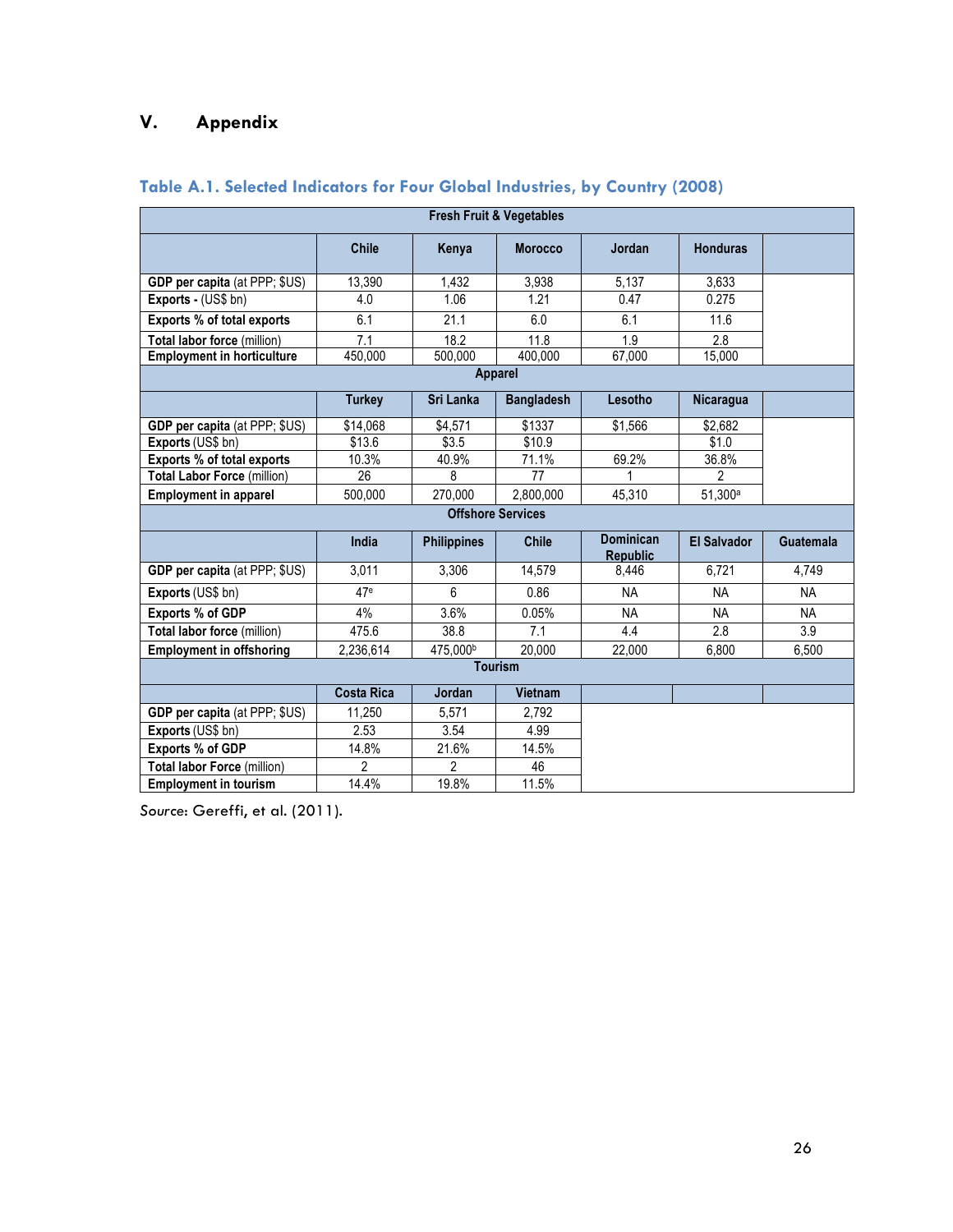# V. Appendix

## Table A.1. Selected Indicators for Four Global Industries, by Country (2008)

| Fresh Fruit & Vegetables | | | | | | |
|---|---|---|---|---|---|---|
| | Chile | Kenya | Morocco | Jordan | Honduras | |
| **GDP per capita** (at PPP; $US) | 13,390 | 1,432 | 3,938 | 5,137 | 3,633 | |
| **Exports -** (US$ bn) | 4.0 | 1.06 | 1.21 | 0.47 | 0.275 | |
| **Exports % of total exports** | 6.1 | 21.1 | 6.0 | 6.1 | 11.6 | |
| **Total labor force** (million) | 7.1 | 18.2 | 11.8 | 1.9 | 2.8 | |
| **Employment in horticulture** | 450,000 | 500,000 | 400,000 | 67,000 | 15,000 | |
| **Apparel** | | | | | | |
| | Turkey | Sri Lanka | Bangladesh | Lesotho | Nicaragua | |
| **GDP per capita** (at PPP; $US) | $14,068 | $4,571 | $1337 | $1,566 | $2,682 | |
| **Exports** (US$ bn) | $13.6 | $3.5 | $10.9 | | $1.0 | |
| **Exports % of total exports** | 10.3% | 40.9% | 71.1% | 69.2% | 36.8% | |
| **Total Labor Force** (million) | 26 | 8 | 77 | 1 | 2 | |
| **Employment in apparel** | 500,000 | 270,000 | 2,800,000 | 45,310 | 51,300[a] | |
| **Offshore Services** | | | | | | |
| | India | Philippines | Chile | Dominican Republic | El Salvador | Guatemala |
| **GDP per capita** (at PPP; $US) | 3,011 | 3,306 | 14,579 | 8,446 | 6,721 | 4,749 |
| **Exports** (US$ bn) | 47[e] | 6 | 0.86 | NA | NA | NA |
| **Exports % of GDP** | 4% | 3.6% | 0.05% | NA | NA | NA |
| **Total labor force** (million) | 475.6 | 38.8 | 7.1 | 4.4 | 2.8 | 3.9 |
| **Employment in offshoring** | 2,236,614 | 475,000[b] | 20,000 | 22,000 | 6,800 | 6,500 |
| **Tourism** | | | | | | |
| | Costa Rica | Jordan | Vietnam | | | |
| **GDP per capita** (at PPP; $US) | 11,250 | 5,571 | 2,792 | | | |
| **Exports** (US$ bn) | 2.53 | 3.54 | 4.99 | | | |
| **Exports % of GDP** | 14.8% | 21.6% | 14.5% | | | |
| **Total labor Force** (million) | 2 | 2 | 46 | | | |
| **Employment in tourism** | 14.4% | 19.8% | 11.5% | | | |

*Source*: Gereffi, et al. (2011).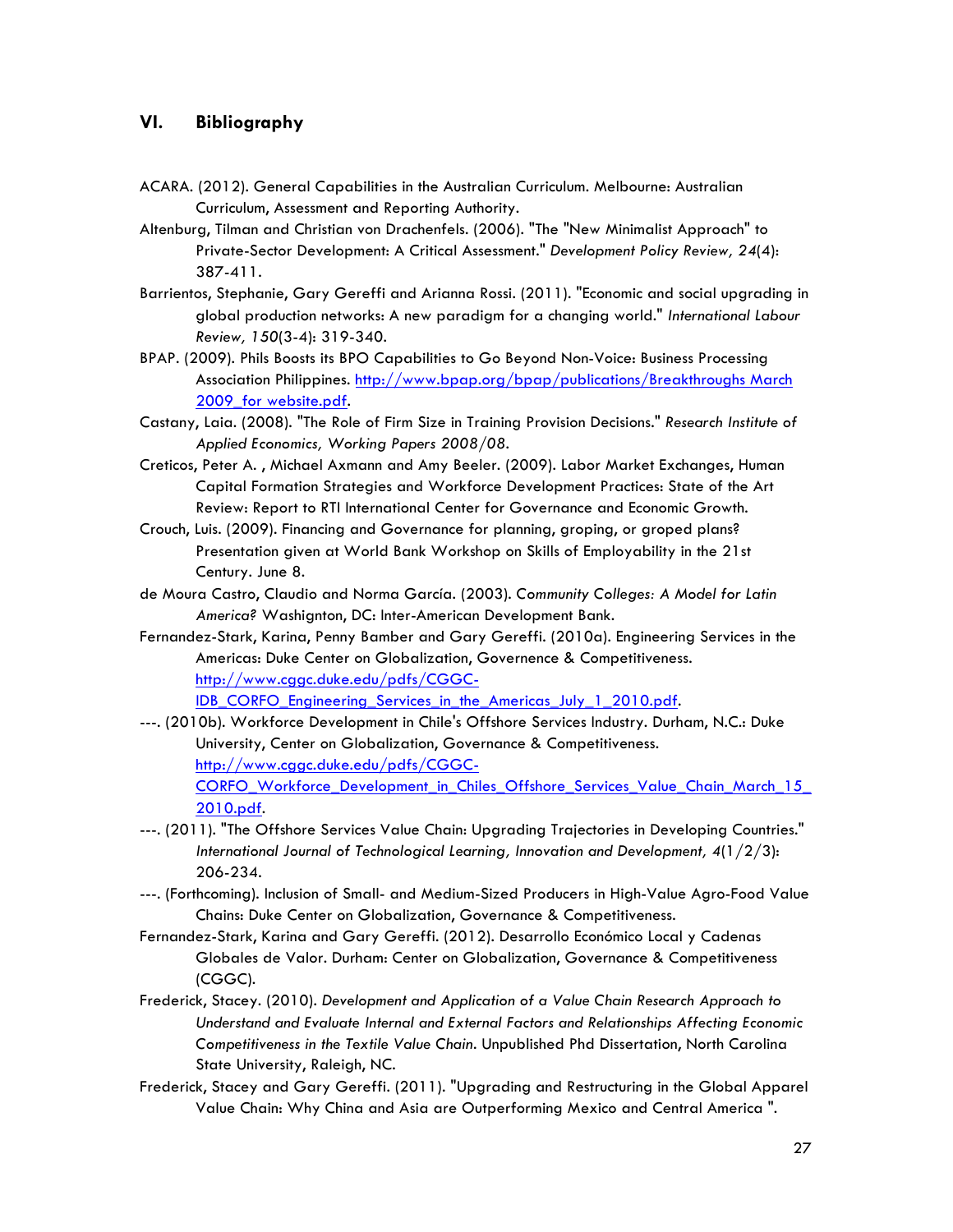## VI. Bibliography

ACARA. (2012). General Capabilities in the Australian Curriculum. Melbourne: Australian Curriculum, Assessment and Reporting Authority.

Altenburg, Tilman and Christian von Drachenfels. (2006). "The "New Minimalist Approach" to Private-Sector Development: A Critical Assessment." *Development Policy Review, 24*(4): 387-411.

Barrientos, Stephanie, Gary Gereffi and Arianna Rossi. (2011). "Economic and social upgrading in global production networks: A new paradigm for a changing world." *International Labour Review, 150*(3-4): 319-340.

BPAP. (2009). Phils Boosts its BPO Capabilities to Go Beyond Non-Voice: Business Processing Association Philippines. http://www.bpap.org/bpap/publications/Breakthroughs March 2009_for website.pdf.

Castany, Laia. (2008). "The Role of Firm Size in Training Provision Decisions." *Research Institute of Applied Economics, Working Papers 2008/08*.

Creticos, Peter A. , Michael Axmann and Amy Beeler. (2009). Labor Market Exchanges, Human Capital Formation Strategies and Workforce Development Practices: State of the Art Review: Report to RTI International Center for Governance and Economic Growth.

Crouch, Luis. (2009). Financing and Governance for planning, groping, or groped plans? Presentation given at World Bank Workshop on Skills of Employability in the 21st Century. June 8.

de Moura Castro, Claudio and Norma García. (2003). *Community Colleges: A Model for Latin America?* Washington, DC: Inter-American Development Bank.

Fernandez-Stark, Karina, Penny Bamber and Gary Gereffi. (2010a). Engineering Services in the Americas: Duke Center on Globalization, Governence & Competitiveness. http://www.cggc.duke.edu/pdfs/CGGC-IDB_CORFO_Engineering_Services_in_the_Americas_July_1_2010.pdf.

---. (2010b). Workforce Development in Chile's Offshore Services Industry. Durham, N.C.: Duke University, Center on Globalization, Governance & Competitiveness. http://www.cggc.duke.edu/pdfs/CGGC-CORFO_Workforce_Development_in_Chiles_Offshore_Services_Value_Chain_March_15_2010.pdf.

---. (2011). "The Offshore Services Value Chain: Upgrading Trajectories in Developing Countries." *International Journal of Technological Learning, Innovation and Development, 4*(1/2/3): 206-234.

---. (Forthcoming). Inclusion of Small- and Medium-Sized Producers in High-Value Agro-Food Value Chains: Duke Center on Globalization, Governance & Competitiveness.

Fernandez-Stark, Karina and Gary Gereffi. (2012). Desarrollo Económico Local y Cadenas Globales de Valor. Durham: Center on Globalization, Governance & Competitiveness (CGGC).

Frederick, Stacey. (2010). *Development and Application of a Value Chain Research Approach to Understand and Evaluate Internal and External Factors and Relationships Affecting Economic Competitiveness in the Textile Value Chain.* Unpublished Phd Dissertation, North Carolina State University, Raleigh, NC.

Frederick, Stacey and Gary Gereffi. (2011). "Upgrading and Restructuring in the Global Apparel Value Chain: Why China and Asia are Outperforming Mexico and Central America ".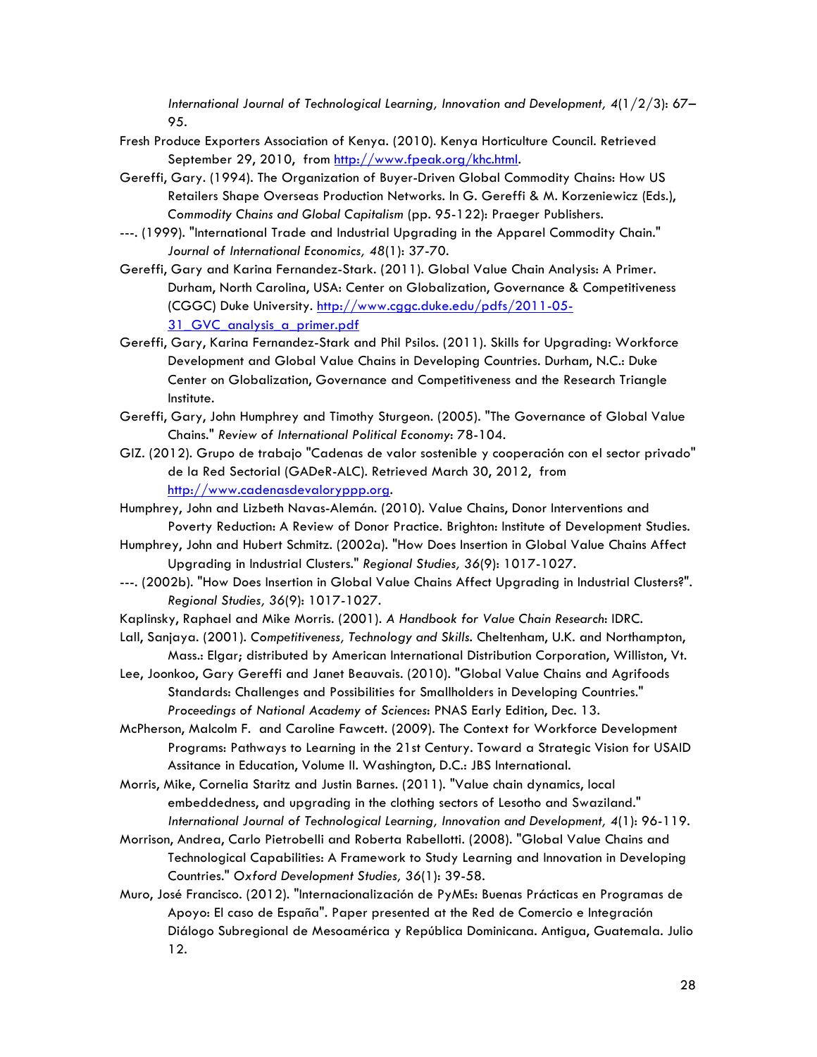*International Journal of Technological Learning, Innovation and Development, 4*(1/2/3): 67–95.

Fresh Produce Exporters Association of Kenya. (2010). Kenya Horticulture Council. Retrieved September 29, 2010, from http://www.fpeak.org/khc.html.

Gereffi, Gary. (1994). The Organization of Buyer-Driven Global Commodity Chains: How US Retailers Shape Overseas Production Networks. In G. Gereffi & M. Korzeniewicz (Eds.), *Commodity Chains and Global Capitalism* (pp. 95-122): Praeger Publishers.

---. (1999). "International Trade and Industrial Upgrading in the Apparel Commodity Chain." *Journal of International Economics, 48*(1): 37-70.

Gereffi, Gary and Karina Fernandez-Stark. (2011). Global Value Chain Analysis: A Primer. Durham, North Carolina, USA: Center on Globalization, Governance & Competitiveness (CGGC) Duke University. http://www.cggc.duke.edu/pdfs/2011-05-31_GVC_analysis_a_primer.pdf

Gereffi, Gary, Karina Fernandez-Stark and Phil Psilos. (2011). Skills for Upgrading: Workforce Development and Global Value Chains in Developing Countries. Durham, N.C.: Duke Center on Globalization, Governance and Competitiveness and the Research Triangle Institute.

Gereffi, Gary, John Humphrey and Timothy Sturgeon. (2005). "The Governance of Global Value Chains." *Review of International Political Economy*: 78-104.

GIZ. (2012). Grupo de trabajo "Cadenas de valor sostenible y cooperación con el sector privado" de la Red Sectorial (GADeR-ALC). Retrieved March 30, 2012, from http://www.cadenasdevaloryppp.org.

Humphrey, John and Lizbeth Navas-Alemán. (2010). Value Chains, Donor Interventions and Poverty Reduction: A Review of Donor Practice. Brighton: Institute of Development Studies.

Humphrey, John and Hubert Schmitz. (2002a). "How Does Insertion in Global Value Chains Affect Upgrading in Industrial Clusters." *Regional Studies, 36*(9): 1017-1027.

---. (2002b). "How Does Insertion in Global Value Chains Affect Upgrading in Industrial Clusters?". *Regional Studies, 36*(9): 1017-1027.

Kaplinsky, Raphael and Mike Morris. (2001). *A Handbook for Value Chain Research*: IDRC.

Lall, Sanjaya. (2001). *Competitiveness, Technology and Skills*. Cheltenham, U.K. and Northampton, Mass.: Elgar; distributed by American International Distribution Corporation, Williston, Vt.

Lee, Joonkoo, Gary Gereffi and Janet Beauvais. (2010). "Global Value Chains and Agrifoods Standards: Challenges and Possibilities for Smallholders in Developing Countries." *Proceedings of National Academy of Sciences*: PNAS Early Edition, Dec. 13.

McPherson, Malcolm F. and Caroline Fawcett. (2009). The Context for Workforce Development Programs: Pathways to Learning in the 21st Century. Toward a Strategic Vision for USAID Assitance in Education, Volume II. Washington, D.C.: JBS International.

Morris, Mike, Cornelia Staritz and Justin Barnes. (2011). "Value chain dynamics, local embeddedness, and upgrading in the clothing sectors of Lesotho and Swaziland." *International Journal of Technological Learning, Innovation and Development, 4*(1): 96-119.

Morrison, Andrea, Carlo Pietrobelli and Roberta Rabellotti. (2008). "Global Value Chains and Technological Capabilities: A Framework to Study Learning and Innovation in Developing Countries." *Oxford Development Studies, 36*(1): 39-58.

Muro, José Francisco. (2012). "Internacionalización de PyMEs: Buenas Prácticas en Programas de Apoyo: El caso de España". Paper presented at the Red de Comercio e Integración Diálogo Subregional de Mesoamérica y República Dominicana. Antigua, Guatemala. Julio 12.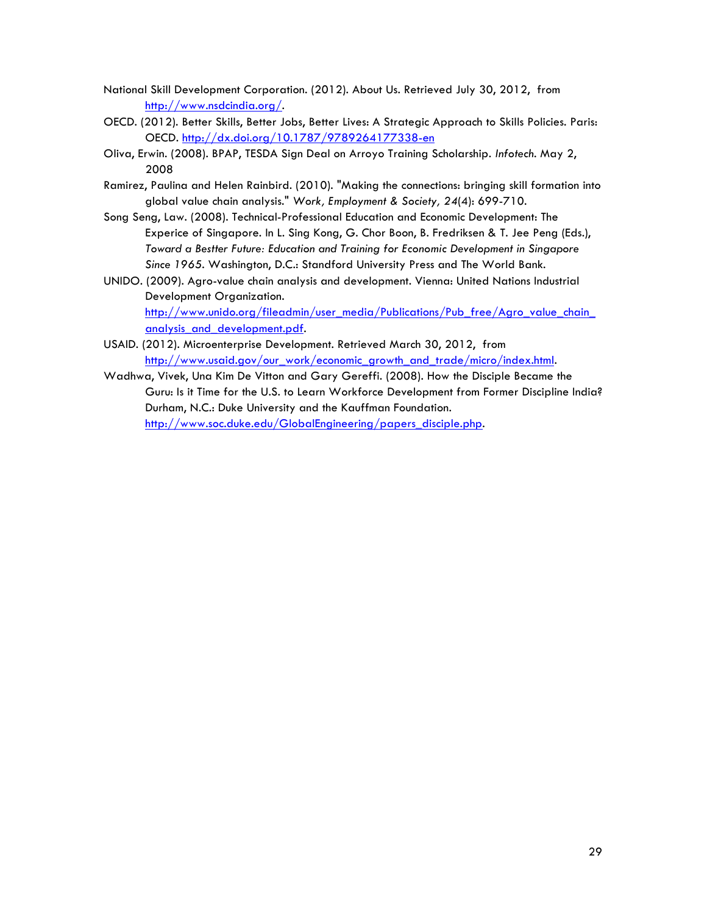National Skill Development Corporation. (2012). About Us. Retrieved July 30, 2012, from http://www.nsdcindia.org/.

OECD. (2012). Better Skills, Better Jobs, Better Lives: A Strategic Approach to Skills Policies. Paris: OECD. http://dx.doi.org/10.1787/9789264177338-en

Oliva, Erwin. (2008). BPAP, TESDA Sign Deal on Arroyo Training Scholarship. *Infotech*. May 2, 2008

Ramirez, Paulina and Helen Rainbird. (2010). "Making the connections: bringing skill formation into global value chain analysis." *Work, Employment & Society, 24*(4): 699-710.

Song Seng, Law. (2008). Technical-Professional Education and Economic Development: The Experice of Singapore. In L. Sing Kong, G. Chor Boon, B. Fredriksen & T. Jee Peng (Eds.), *Toward a Bestter Future: Education and Training for Economic Development in Singapore Since 1965*. Washington, D.C.: Standford University Press and The World Bank.

UNIDO. (2009). Agro-value chain analysis and development. Vienna: United Nations Industrial Development Organization. http://www.unido.org/fileadmin/user_media/Publications/Pub_free/Agro_value_chain_analysis_and_development.pdf.

USAID. (2012). Microenterprise Development. Retrieved March 30, 2012, from http://www.usaid.gov/our_work/economic_growth_and_trade/micro/index.html.

Wadhwa, Vivek, Una Kim De Vitton and Gary Gereffi. (2008). How the Disciple Became the Guru: Is it Time for the U.S. to Learn Workforce Development from Former Discipline India? Durham, N.C.: Duke University and the Kauffman Foundation. http://www.soc.duke.edu/GlobalEngineering/papers_disciple.php.